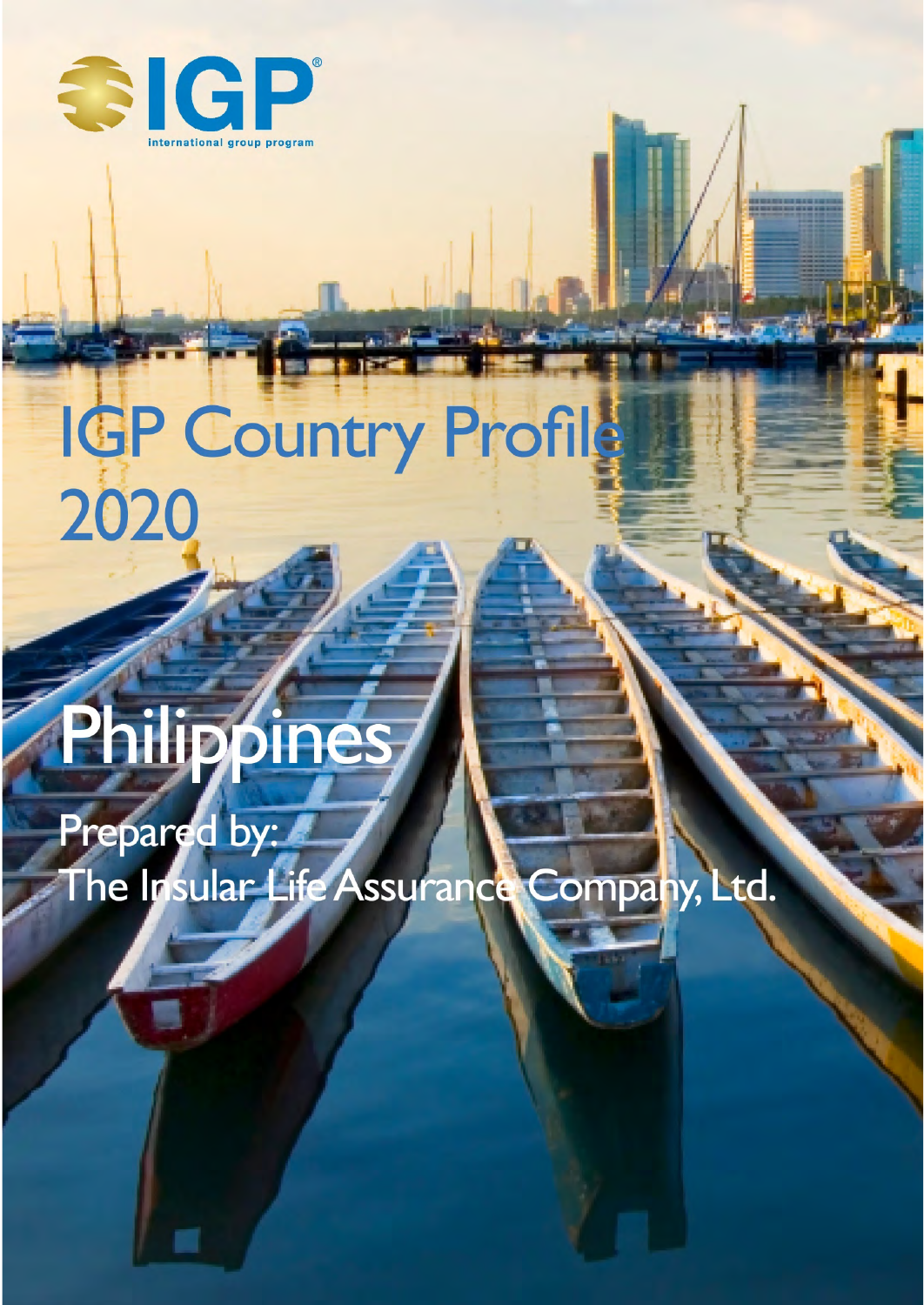IGP®

international group program

# IGP Country Profile 2020

# Philippines

Prepared by:
The Insular Life Assurance Company, Ltd.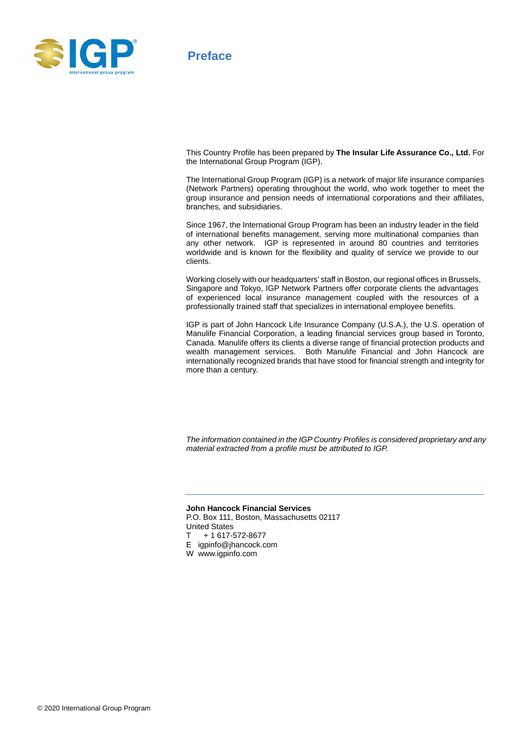# Preface

This Country Profile has been prepared by **The Insular Life Assurance Co., Ltd.** For the International Group Program (IGP).

The International Group Program (IGP) is a network of major life insurance companies (Network Partners) operating throughout the world, who work together to meet the group insurance and pension needs of international corporations and their affiliates, branches, and subsidiaries.

Since 1967, the International Group Program has been an industry leader in the field of international benefits management, serving more multinational companies than any other network. IGP is represented in around 80 countries and territories worldwide and is known for the flexibility and quality of service we provide to our clients.

Working closely with our headquarters' staff in Boston, our regional offices in Brussels, Singapore and Tokyo, IGP Network Partners offer corporate clients the advantages of experienced local insurance management coupled with the resources of a professionally trained staff that specializes in international employee benefits.

IGP is part of John Hancock Life Insurance Company (U.S.A.), the U.S. operation of Manulife Financial Corporation, a leading financial services group based in Toronto, Canada. Manulife offers its clients a diverse range of financial protection products and wealth management services. Both Manulife Financial and John Hancock are internationally recognized brands that have stood for financial strength and integrity for more than a century.

*The information contained in the IGP Country Profiles is considered proprietary and any material extracted from a profile must be attributed to IGP.*

---

**John Hancock Financial Services**
P.O. Box 111, Boston, Massachusetts 02117
United States
T + 1 617-572-8677
E igpinfo@jhancock.com
W www.igpinfo.com

© 2020 International Group Program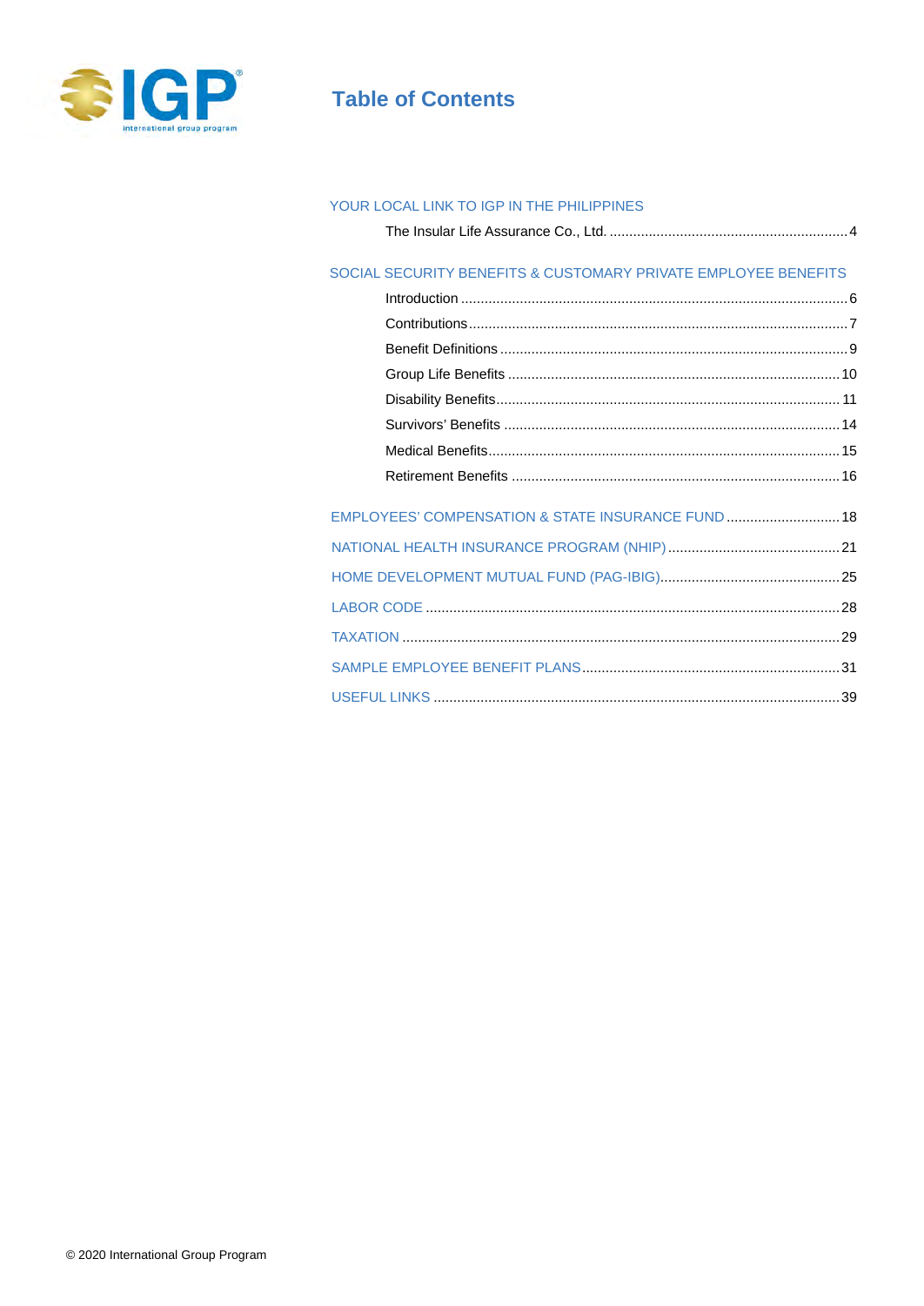# Table of Contents

YOUR LOCAL LINK TO IGP IN THE PHILIPPINES

- The Insular Life Assurance Co., Ltd. .... 4

SOCIAL SECURITY BENEFITS & CUSTOMARY PRIVATE EMPLOYEE BENEFITS

- Introduction .... 6
- Contributions .... 7
- Benefit Definitions .... 9
- Group Life Benefits .... 10
- Disability Benefits .... 11
- Survivors' Benefits .... 14
- Medical Benefits .... 15
- Retirement Benefits .... 16

EMPLOYEES' COMPENSATION & STATE INSURANCE FUND .... 18

NATIONAL HEALTH INSURANCE PROGRAM (NHIP) .... 21

HOME DEVELOPMENT MUTUAL FUND (PAG-IBIG) .... 25

LABOR CODE .... 28

TAXATION .... 29

SAMPLE EMPLOYEE BENEFIT PLANS .... 31

USEFUL LINKS .... 39

© 2020 International Group Program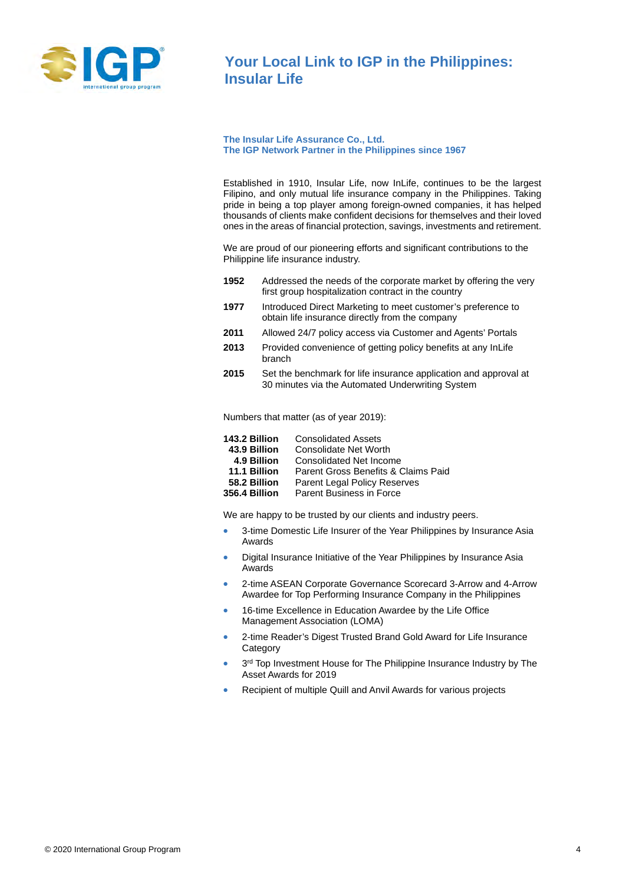# Your Local Link to IGP in the Philippines: Insular Life

**The Insular Life Assurance Co., Ltd.**
**The IGP Network Partner in the Philippines since 1967**

Established in 1910, Insular Life, now InLife, continues to be the largest Filipino, and only mutual life insurance company in the Philippines. Taking pride in being a top player among foreign-owned companies, it has helped thousands of clients make confident decisions for themselves and their loved ones in the areas of financial protection, savings, investments and retirement.

We are proud of our pioneering efforts and significant contributions to the Philippine life insurance industry.

| | |
|---|---|
| **1952** | Addressed the needs of the corporate market by offering the very first group hospitalization contract in the country |
| **1977** | Introduced Direct Marketing to meet customer's preference to obtain life insurance directly from the company |
| **2011** | Allowed 24/7 policy access via Customer and Agents' Portals |
| **2013** | Provided convenience of getting policy benefits at any InLife branch |
| **2015** | Set the benchmark for life insurance application and approval at 30 minutes via the Automated Underwriting System |

Numbers that matter (as of year 2019):

| | |
|---|---|
| **143.2 Billion** | Consolidated Assets |
| **43.9 Billion** | Consolidate Net Worth |
| **4.9 Billion** | Consolidated Net Income |
| **11.1 Billion** | Parent Gross Benefits & Claims Paid |
| **58.2 Billion** | Parent Legal Policy Reserves |
| **356.4 Billion** | Parent Business in Force |

We are happy to be trusted by our clients and industry peers.

- 3-time Domestic Life Insurer of the Year Philippines by Insurance Asia Awards
- Digital Insurance Initiative of the Year Philippines by Insurance Asia Awards
- 2-time ASEAN Corporate Governance Scorecard 3-Arrow and 4-Arrow Awardee for Top Performing Insurance Company in the Philippines
- 16-time Excellence in Education Awardee by the Life Office Management Association (LOMA)
- 2-time Reader's Digest Trusted Brand Gold Award for Life Insurance Category
- 3rd Top Investment House for The Philippine Insurance Industry by The Asset Awards for 2019
- Recipient of multiple Quill and Anvil Awards for various projects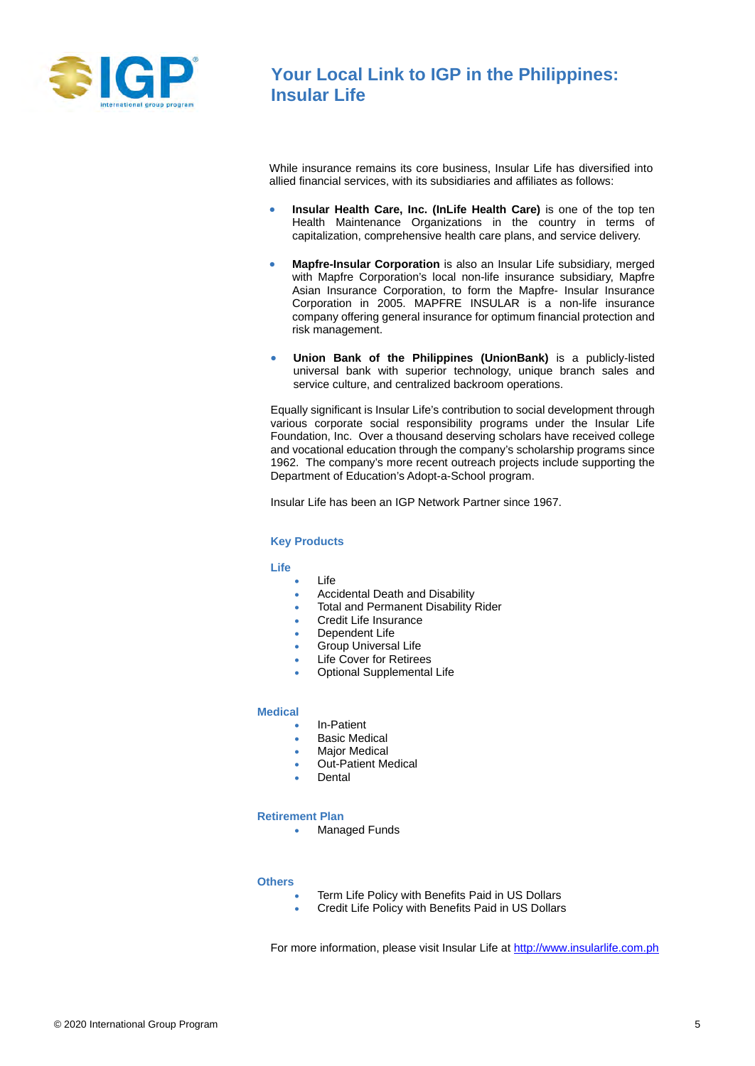# Your Local Link to IGP in the Philippines: Insular Life

While insurance remains its core business, Insular Life has diversified into allied financial services, with its subsidiaries and affiliates as follows:

- **Insular Health Care, Inc. (InLife Health Care)** is one of the top ten Health Maintenance Organizations in the country in terms of capitalization, comprehensive health care plans, and service delivery.

- **Mapfre-Insular Corporation** is also an Insular Life subsidiary, merged with Mapfre Corporation's local non-life insurance subsidiary, Mapfre Asian Insurance Corporation, to form the Mapfre- Insular Insurance Corporation in 2005. MAPFRE INSULAR is a non-life insurance company offering general insurance for optimum financial protection and risk management.

- **Union Bank of the Philippines (UnionBank)** is a publicly-listed universal bank with superior technology, unique branch sales and service culture, and centralized backroom operations.

Equally significant is Insular Life's contribution to social development through various corporate social responsibility programs under the Insular Life Foundation, Inc. Over a thousand deserving scholars have received college and vocational education through the company's scholarship programs since 1962. The company's more recent outreach projects include supporting the Department of Education's Adopt-a-School program.

Insular Life has been an IGP Network Partner since 1967.

## Key Products

### Life

- Life
- Accidental Death and Disability
- Total and Permanent Disability Rider
- Credit Life Insurance
- Dependent Life
- Group Universal Life
- Life Cover for Retirees
- Optional Supplemental Life

### Medical

- In-Patient
- Basic Medical
- Major Medical
- Out-Patient Medical
- Dental

### Retirement Plan

- Managed Funds

### Others

- Term Life Policy with Benefits Paid in US Dollars
- Credit Life Policy with Benefits Paid in US Dollars

For more information, please visit Insular Life at http://www.insularlife.com.ph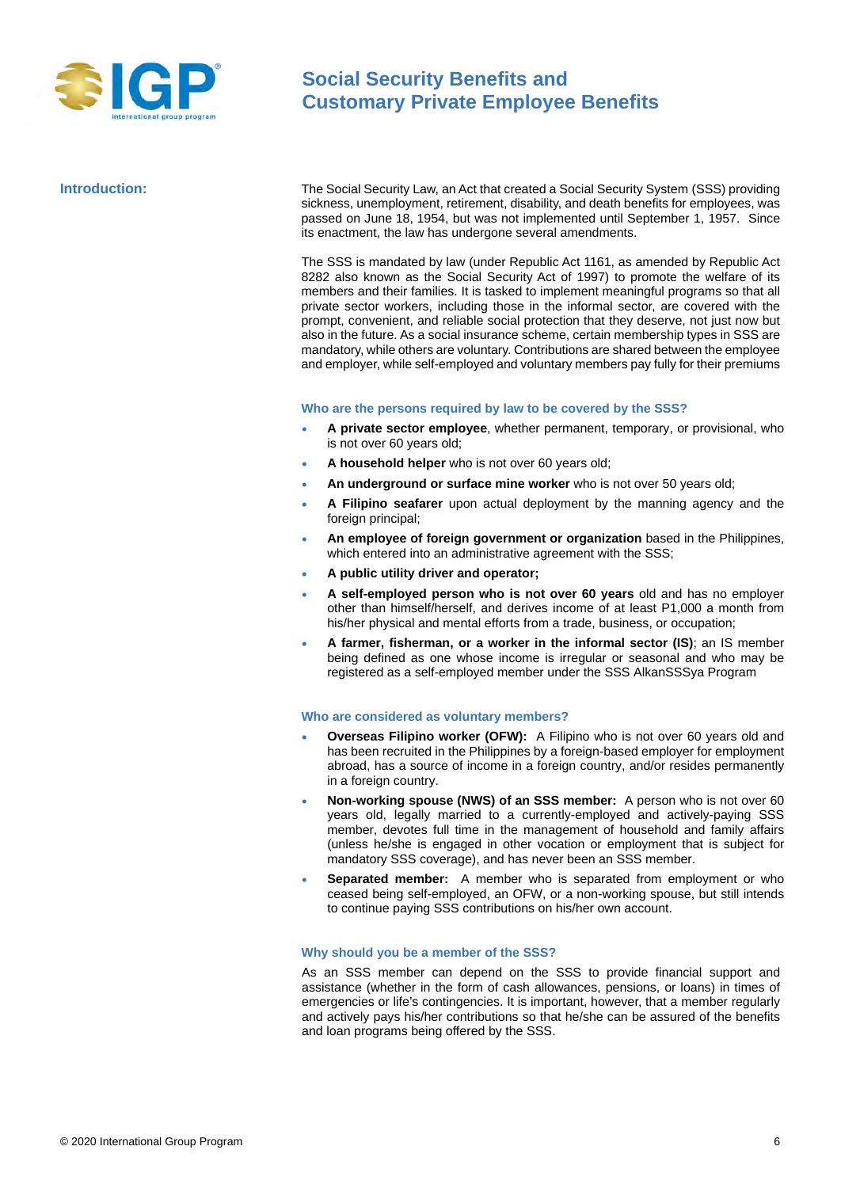# Social Security Benefits and Customary Private Employee Benefits

## Introduction:

The Social Security Law, an Act that created a Social Security System (SSS) providing sickness, unemployment, retirement, disability, and death benefits for employees, was passed on June 18, 1954, but was not implemented until September 1, 1957. Since its enactment, the law has undergone several amendments.

The SSS is mandated by law (under Republic Act 1161, as amended by Republic Act 8282 also known as the Social Security Act of 1997) to promote the welfare of its members and their families. It is tasked to implement meaningful programs so that all private sector workers, including those in the informal sector, are covered with the prompt, convenient, and reliable social protection that they deserve, not just now but also in the future. As a social insurance scheme, certain membership types in SSS are mandatory, while others are voluntary. Contributions are shared between the employee and employer, while self-employed and voluntary members pay fully for their premiums

### Who are the persons required by law to be covered by the SSS?

- **A private sector employee**, whether permanent, temporary, or provisional, who is not over 60 years old;
- **A household helper** who is not over 60 years old;
- **An underground or surface mine worker** who is not over 50 years old;
- **A Filipino seafarer** upon actual deployment by the manning agency and the foreign principal;
- **An employee of foreign government or organization** based in the Philippines, which entered into an administrative agreement with the SSS;
- **A public utility driver and operator;**
- **A self-employed person who is not over 60 years** old and has no employer other than himself/herself, and derives income of at least P1,000 a month from his/her physical and mental efforts from a trade, business, or occupation;
- **A farmer, fisherman, or a worker in the informal sector (IS)**; an IS member being defined as one whose income is irregular or seasonal and who may be registered as a self-employed member under the SSS AlkanSSSya Program

### Who are considered as voluntary members?

- **Overseas Filipino worker (OFW):** A Filipino who is not over 60 years old and has been recruited in the Philippines by a foreign-based employer for employment abroad, has a source of income in a foreign country, and/or resides permanently in a foreign country.
- **Non-working spouse (NWS) of an SSS member:** A person who is not over 60 years old, legally married to a currently-employed and actively-paying SSS member, devotes full time in the management of household and family affairs (unless he/she is engaged in other vocation or employment that is subject for mandatory SSS coverage), and has never been an SSS member.
- **Separated member:** A member who is separated from employment or who ceased being self-employed, an OFW, or a non-working spouse, but still intends to continue paying SSS contributions on his/her own account.

### Why should you be a member of the SSS?

As an SSS member can depend on the SSS to provide financial support and assistance (whether in the form of cash allowances, pensions, or loans) in times of emergencies or life's contingencies. It is important, however, that a member regularly and actively pays his/her contributions so that he/she can be assured of the benefits and loan programs being offered by the SSS.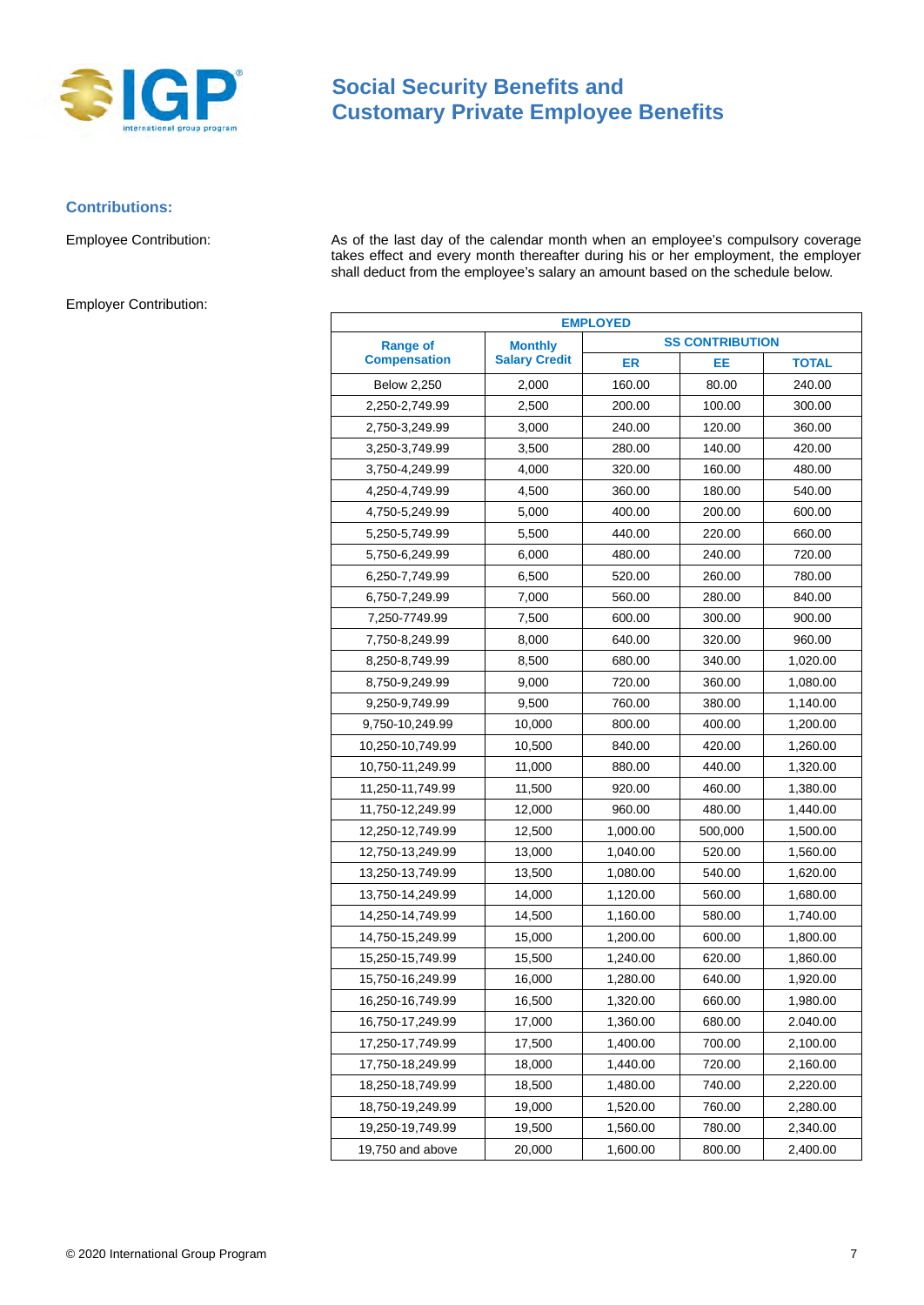# Social Security Benefits and Customary Private Employee Benefits

## Contributions:

Employee Contribution:

As of the last day of the calendar month when an employee's compulsory coverage takes effect and every month thereafter during his or her employment, the employer shall deduct from the employee's salary an amount based on the schedule below.

Employer Contribution:

| EMPLOYED | | | | |
|---|---|---|---|---|
| Range of Compensation | Monthly Salary Credit | SS CONTRIBUTION | | |
| | | ER | EE | TOTAL |
| Below 2,250 | 2,000 | 160.00 | 80.00 | 240.00 |
| 2,250-2,749.99 | 2,500 | 200.00 | 100.00 | 300.00 |
| 2,750-3,249.99 | 3,000 | 240.00 | 120.00 | 360.00 |
| 3,250-3,749.99 | 3,500 | 280.00 | 140.00 | 420.00 |
| 3,750-4,249.99 | 4,000 | 320.00 | 160.00 | 480.00 |
| 4,250-4,749.99 | 4,500 | 360.00 | 180.00 | 540.00 |
| 4,750-5,249.99 | 5,000 | 400.00 | 200.00 | 600.00 |
| 5,250-5,749.99 | 5,500 | 440.00 | 220.00 | 660.00 |
| 5,750-6,249.99 | 6,000 | 480.00 | 240.00 | 720.00 |
| 6,250-7,749.99 | 6,500 | 520.00 | 260.00 | 780.00 |
| 6,750-7,249.99 | 7,000 | 560.00 | 280.00 | 840.00 |
| 7,250-7749.99 | 7,500 | 600.00 | 300.00 | 900.00 |
| 7,750-8,249.99 | 8,000 | 640.00 | 320.00 | 960.00 |
| 8,250-8,749.99 | 8,500 | 680.00 | 340.00 | 1,020.00 |
| 8,750-9,249.99 | 9,000 | 720.00 | 360.00 | 1,080.00 |
| 9,250-9,749.99 | 9,500 | 760.00 | 380.00 | 1,140.00 |
| 9,750-10,249.99 | 10,000 | 800.00 | 400.00 | 1,200.00 |
| 10,250-10,749.99 | 10,500 | 840.00 | 420.00 | 1,260.00 |
| 10,750-11,249.99 | 11,000 | 880.00 | 440.00 | 1,320.00 |
| 11,250-11,749.99 | 11,500 | 920.00 | 460.00 | 1,380.00 |
| 11,750-12,249.99 | 12,000 | 960.00 | 480.00 | 1,440.00 |
| 12,250-12,749.99 | 12,500 | 1,000.00 | 500,000 | 1,500.00 |
| 12,750-13,249.99 | 13,000 | 1,040.00 | 520.00 | 1,560.00 |
| 13,250-13,749.99 | 13,500 | 1,080.00 | 540.00 | 1,620.00 |
| 13,750-14,249.99 | 14,000 | 1,120.00 | 560.00 | 1,680.00 |
| 14,250-14,749.99 | 14,500 | 1,160.00 | 580.00 | 1,740.00 |
| 14,750-15,249.99 | 15,000 | 1,200.00 | 600.00 | 1,800.00 |
| 15,250-15,749.99 | 15,500 | 1,240.00 | 620.00 | 1,860.00 |
| 15,750-16,249.99 | 16,000 | 1,280.00 | 640.00 | 1,920.00 |
| 16,250-16,749.99 | 16,500 | 1,320.00 | 660.00 | 1,980.00 |
| 16,750-17,249.99 | 17,000 | 1,360.00 | 680.00 | 2.040.00 |
| 17,250-17,749.99 | 17,500 | 1,400.00 | 700.00 | 2,100.00 |
| 17,750-18,249.99 | 18,000 | 1,440.00 | 720.00 | 2,160.00 |
| 18,250-18,749.99 | 18,500 | 1,480.00 | 740.00 | 2,220.00 |
| 18,750-19,249.99 | 19,000 | 1,520.00 | 760.00 | 2,280.00 |
| 19,250-19,749.99 | 19,500 | 1,560.00 | 780.00 | 2,340.00 |
| 19,750 and above | 20,000 | 1,600.00 | 800.00 | 2,400.00 |

© 2020 International Group Program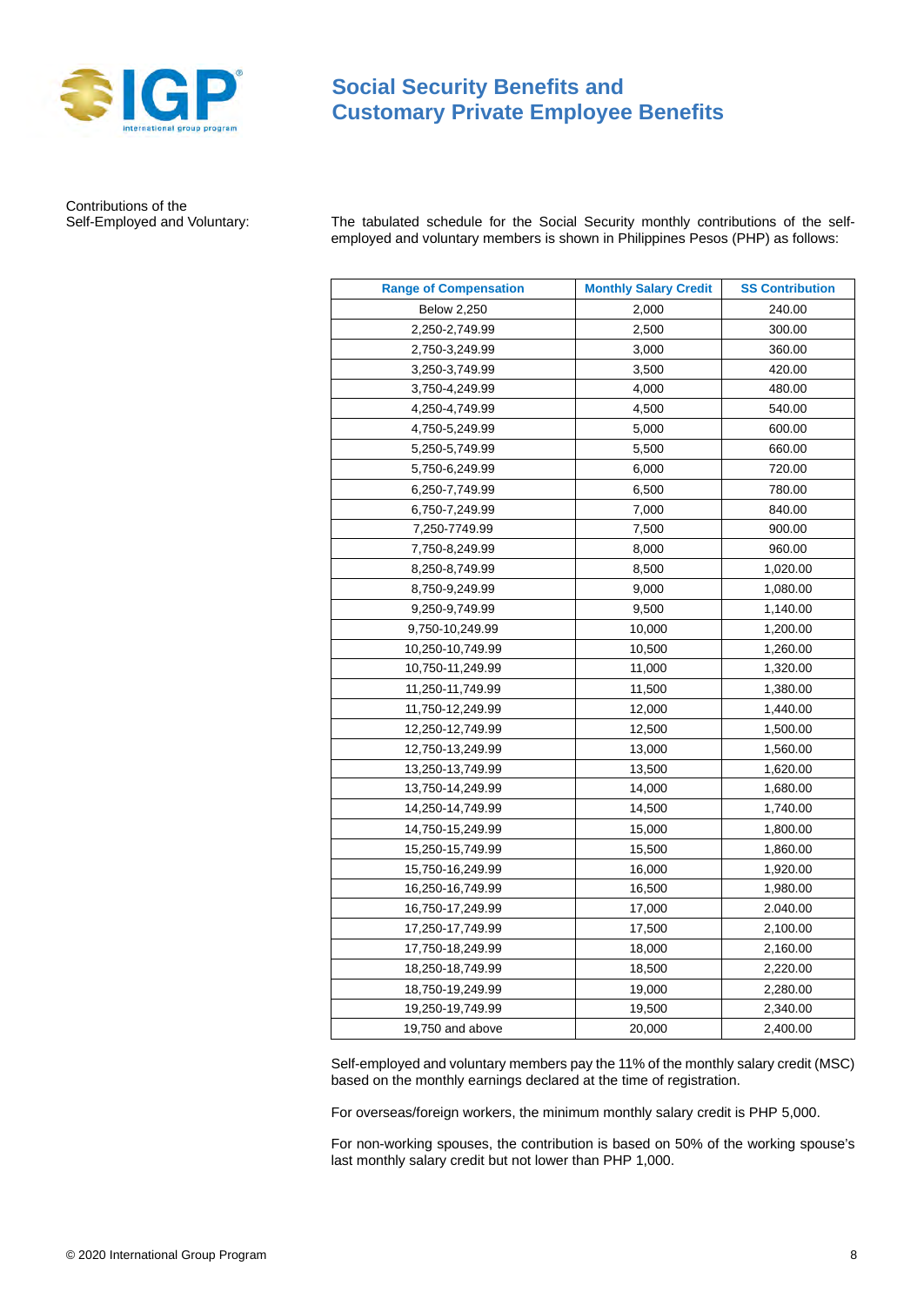# Social Security Benefits and Customary Private Employee Benefits

Contributions of the Self-Employed and Voluntary:

The tabulated schedule for the Social Security monthly contributions of the self-employed and voluntary members is shown in Philippines Pesos (PHP) as follows:

| Range of Compensation | Monthly Salary Credit | SS Contribution |
|---|---|---|
| Below 2,250 | 2,000 | 240.00 |
| 2,250-2,749.99 | 2,500 | 300.00 |
| 2,750-3,249.99 | 3,000 | 360.00 |
| 3,250-3,749.99 | 3,500 | 420.00 |
| 3,750-4,249.99 | 4,000 | 480.00 |
| 4,250-4,749.99 | 4,500 | 540.00 |
| 4,750-5,249.99 | 5,000 | 600.00 |
| 5,250-5,749.99 | 5,500 | 660.00 |
| 5,750-6,249.99 | 6,000 | 720.00 |
| 6,250-7,749.99 | 6,500 | 780.00 |
| 6,750-7,249.99 | 7,000 | 840.00 |
| 7,250-7749.99 | 7,500 | 900.00 |
| 7,750-8,249.99 | 8,000 | 960.00 |
| 8,250-8,749.99 | 8,500 | 1,020.00 |
| 8,750-9,249.99 | 9,000 | 1,080.00 |
| 9,250-9,749.99 | 9,500 | 1,140.00 |
| 9,750-10,249.99 | 10,000 | 1,200.00 |
| 10,250-10,749.99 | 10,500 | 1,260.00 |
| 10,750-11,249.99 | 11,000 | 1,320.00 |
| 11,250-11,749.99 | 11,500 | 1,380.00 |
| 11,750-12,249.99 | 12,000 | 1,440.00 |
| 12,250-12,749.99 | 12,500 | 1,500.00 |
| 12,750-13,249.99 | 13,000 | 1,560.00 |
| 13,250-13,749.99 | 13,500 | 1,620.00 |
| 13,750-14,249.99 | 14,000 | 1,680.00 |
| 14,250-14,749.99 | 14,500 | 1,740.00 |
| 14,750-15,249.99 | 15,000 | 1,800.00 |
| 15,250-15,749.99 | 15,500 | 1,860.00 |
| 15,750-16,249.99 | 16,000 | 1,920.00 |
| 16,250-16,749.99 | 16,500 | 1,980.00 |
| 16,750-17,249.99 | 17,000 | 2.040.00 |
| 17,250-17,749.99 | 17,500 | 2,100.00 |
| 17,750-18,249.99 | 18,000 | 2,160.00 |
| 18,250-18,749.99 | 18,500 | 2,220.00 |
| 18,750-19,249.99 | 19,000 | 2,280.00 |
| 19,250-19,749.99 | 19,500 | 2,340.00 |
| 19,750 and above | 20,000 | 2,400.00 |

Self-employed and voluntary members pay the 11% of the monthly salary credit (MSC) based on the monthly earnings declared at the time of registration.

For overseas/foreign workers, the minimum monthly salary credit is PHP 5,000.

For non-working spouses, the contribution is based on 50% of the working spouse's last monthly salary credit but not lower than PHP 1,000.

© 2020 International Group Program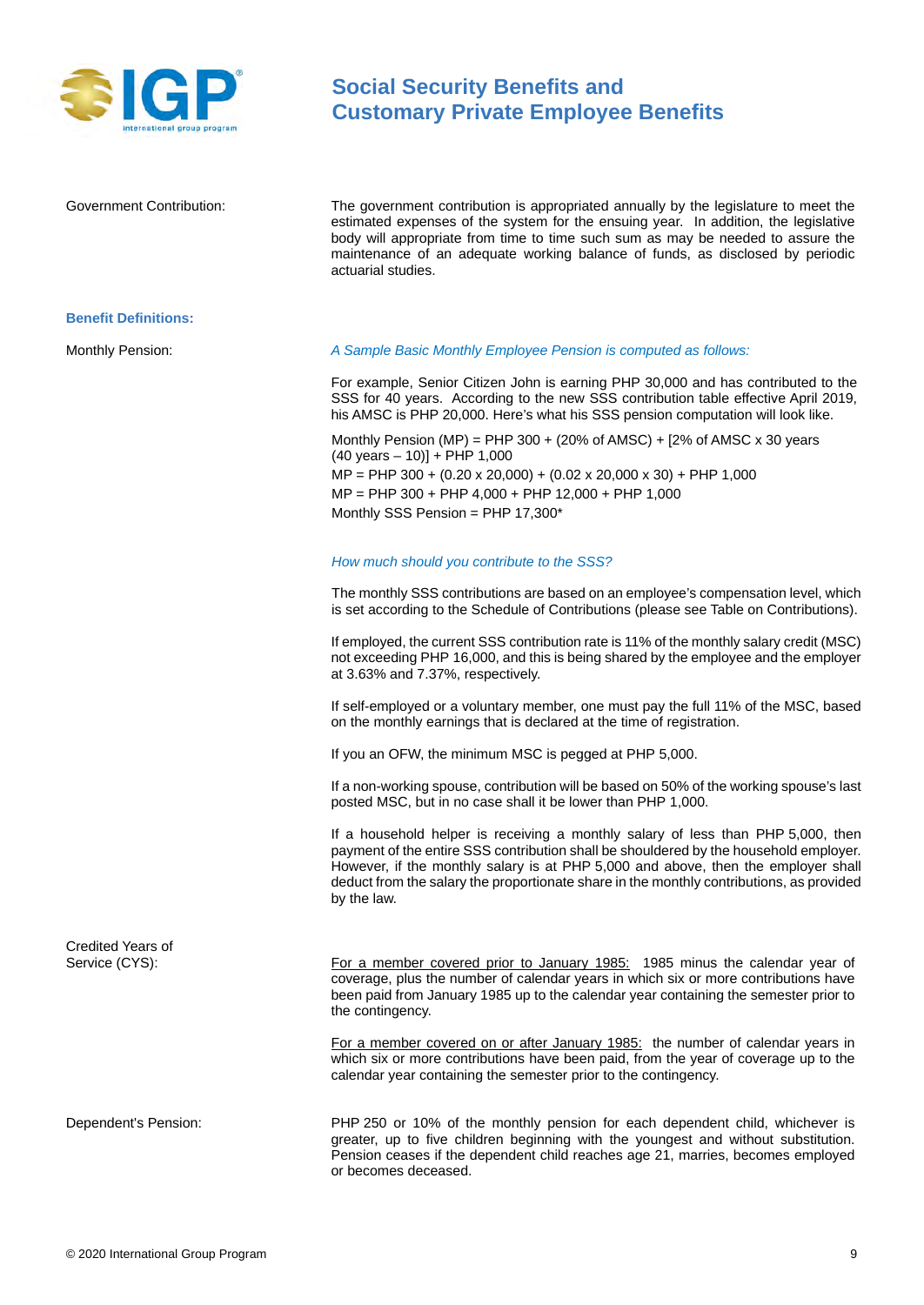## Social Security Benefits and Customary Private Employee Benefits

Government Contribution:

The government contribution is appropriated annually by the legislature to meet the estimated expenses of the system for the ensuing year. In addition, the legislative body will appropriate from time to time such sum as may be needed to assure the maintenance of an adequate working balance of funds, as disclosed by periodic actuarial studies.

### Benefit Definitions:

Monthly Pension:

*A Sample Basic Monthly Employee Pension is computed as follows:*

For example, Senior Citizen John is earning PHP 30,000 and has contributed to the SSS for 40 years. According to the new SSS contribution table effective April 2019, his AMSC is PHP 20,000. Here's what his SSS pension computation will look like.

Monthly Pension (MP) = PHP 300 + (20% of AMSC) + [2% of AMSC x 30 years (40 years – 10)] + PHP 1,000

MP = PHP 300 + (0.20 x 20,000) + (0.02 x 20,000 x 30) + PHP 1,000

MP = PHP 300 + PHP 4,000 + PHP 12,000 + PHP 1,000

Monthly SSS Pension = PHP 17,300*

*How much should you contribute to the SSS?*

The monthly SSS contributions are based on an employee's compensation level, which is set according to the Schedule of Contributions (please see Table on Contributions).

If employed, the current SSS contribution rate is 11% of the monthly salary credit (MSC) not exceeding PHP 16,000, and this is being shared by the employee and the employer at 3.63% and 7.37%, respectively.

If self-employed or a voluntary member, one must pay the full 11% of the MSC, based on the monthly earnings that is declared at the time of registration.

If you an OFW, the minimum MSC is pegged at PHP 5,000.

If a non-working spouse, contribution will be based on 50% of the working spouse's last posted MSC, but in no case shall it be lower than PHP 1,000.

If a household helper is receiving a monthly salary of less than PHP 5,000, then payment of the entire SSS contribution shall be shouldered by the household employer. However, if the monthly salary is at PHP 5,000 and above, then the employer shall deduct from the salary the proportionate share in the monthly contributions, as provided by the law.

Credited Years of Service (CYS):

For a member covered prior to January 1985: 1985 minus the calendar year of coverage, plus the number of calendar years in which six or more contributions have been paid from January 1985 up to the calendar year containing the semester prior to the contingency.

For a member covered on or after January 1985: the number of calendar years in which six or more contributions have been paid, from the year of coverage up to the calendar year containing the semester prior to the contingency.

Dependent's Pension:

PHP 250 or 10% of the monthly pension for each dependent child, whichever is greater, up to five children beginning with the youngest and without substitution. Pension ceases if the dependent child reaches age 21, marries, becomes employed or becomes deceased.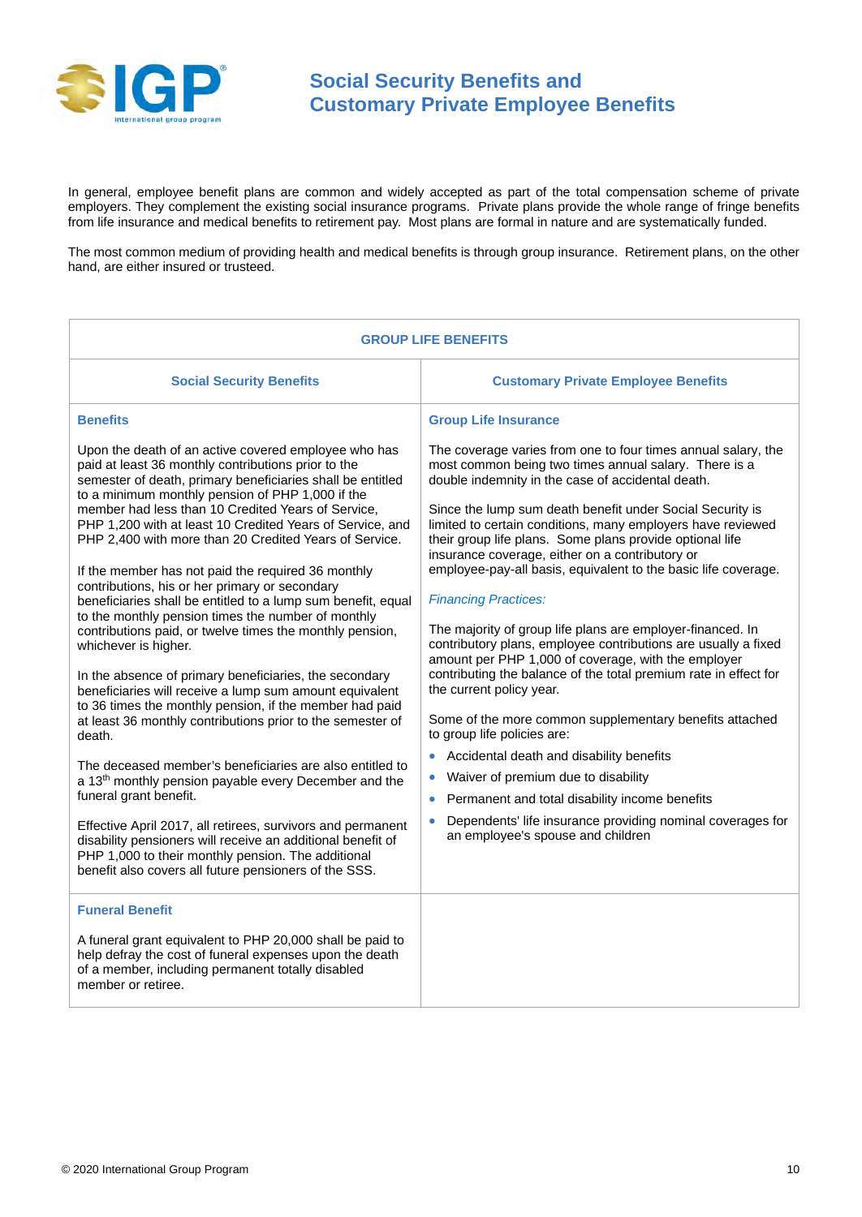# Social Security Benefits and Customary Private Employee Benefits

In general, employee benefit plans are common and widely accepted as part of the total compensation scheme of private employers. They complement the existing social insurance programs. Private plans provide the whole range of fringe benefits from life insurance and medical benefits to retirement pay. Most plans are formal in nature and are systematically funded.

The most common medium of providing health and medical benefits is through group insurance. Retirement plans, on the other hand, are either insured or trusteed.

## GROUP LIFE BENEFITS

| Social Security Benefits | Customary Private Employee Benefits |
|---|---|
| **Benefits**<br><br>Upon the death of an active covered employee who has paid at least 36 monthly contributions prior to the semester of death, primary beneficiaries shall be entitled to a minimum monthly pension of PHP 1,000 if the member had less than 10 Credited Years of Service, PHP 1,200 with at least 10 Credited Years of Service, and PHP 2,400 with more than 20 Credited Years of Service.<br><br>If the member has not paid the required 36 monthly contributions, his or her primary or secondary beneficiaries shall be entitled to a lump sum benefit, equal to the monthly pension times the number of monthly contributions paid, or twelve times the monthly pension, whichever is higher.<br><br>In the absence of primary beneficiaries, the secondary beneficiaries will receive a lump sum amount equivalent to 36 times the monthly pension, if the member had paid at least 36 monthly contributions prior to the semester of death.<br><br>The deceased member's beneficiaries are also entitled to a 13th monthly pension payable every December and the funeral grant benefit.<br><br>Effective April 2017, all retirees, survivors and permanent disability pensioners will receive an additional benefit of PHP 1,000 to their monthly pension. The additional benefit also covers all future pensioners of the SSS. | **Group Life Insurance**<br><br>The coverage varies from one to four times annual salary, the most common being two times annual salary. There is a double indemnity in the case of accidental death.<br><br>Since the lump sum death benefit under Social Security is limited to certain conditions, many employers have reviewed their group life plans. Some plans provide optional life insurance coverage, either on a contributory or employee-pay-all basis, equivalent to the basic life coverage.<br><br>*Financing Practices:*<br><br>The majority of group life plans are employer-financed. In contributory plans, employee contributions are usually a fixed amount per PHP 1,000 of coverage, with the employer contributing the balance of the total premium rate in effect for the current policy year.<br><br>Some of the more common supplementary benefits attached to group life policies are:<br>• Accidental death and disability benefits<br>• Waiver of premium due to disability<br>• Permanent and total disability income benefits<br>• Dependents' life insurance providing nominal coverages for an employee's spouse and children |
| **Funeral Benefit**<br><br>A funeral grant equivalent to PHP 20,000 shall be paid to help defray the cost of funeral expenses upon the death of a member, including permanent totally disabled member or retiree. | |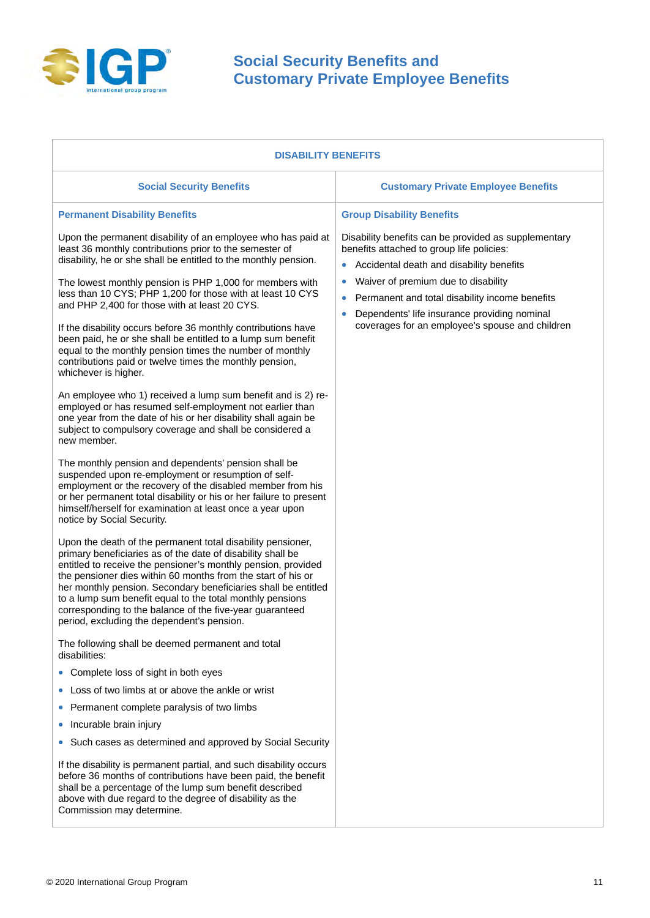# Social Security Benefits and Customary Private Employee Benefits

## DISABILITY BENEFITS

| Social Security Benefits | Customary Private Employee Benefits |
|---|---|
| **Permanent Disability Benefits**<br><br>Upon the permanent disability of an employee who has paid at least 36 monthly contributions prior to the semester of disability, he or she shall be entitled to the monthly pension.<br><br>The lowest monthly pension is PHP 1,000 for members with less than 10 CYS; PHP 1,200 for those with at least 10 CYS and PHP 2,400 for those with at least 20 CYS.<br><br>If the disability occurs before 36 monthly contributions have been paid, he or she shall be entitled to a lump sum benefit equal to the monthly pension times the number of monthly contributions paid or twelve times the monthly pension, whichever is higher.<br><br>An employee who 1) received a lump sum benefit and is 2) re-employed or has resumed self-employment not earlier than one year from the date of his or her disability shall again be subject to compulsory coverage and shall be considered a new member.<br><br>The monthly pension and dependents' pension shall be suspended upon re-employment or resumption of self-employment or the recovery of the disabled member from his or her permanent total disability or his or her failure to present himself/herself for examination at least once a year upon notice by Social Security.<br><br>Upon the death of the permanent total disability pensioner, primary beneficiaries as of the date of disability shall be entitled to receive the pensioner's monthly pension, provided the pensioner dies within 60 months from the start of his or her monthly pension. Secondary beneficiaries shall be entitled to a lump sum benefit equal to the total monthly pensions corresponding to the balance of the five-year guaranteed period, excluding the dependent's pension.<br><br>The following shall be deemed permanent and total disabilities:<br>• Complete loss of sight in both eyes<br>• Loss of two limbs at or above the ankle or wrist<br>• Permanent complete paralysis of two limbs<br>• Incurable brain injury<br>• Such cases as determined and approved by Social Security<br><br>If the disability is permanent partial, and such disability occurs before 36 months of contributions have been paid, the benefit shall be a percentage of the lump sum benefit described above with due regard to the degree of disability as the Commission may determine. | **Group Disability Benefits**<br><br>Disability benefits can be provided as supplementary benefits attached to group life policies:<br>• Accidental death and disability benefits<br>• Waiver of premium due to disability<br>• Permanent and total disability income benefits<br>• Dependents' life insurance providing nominal coverages for an employee's spouse and children |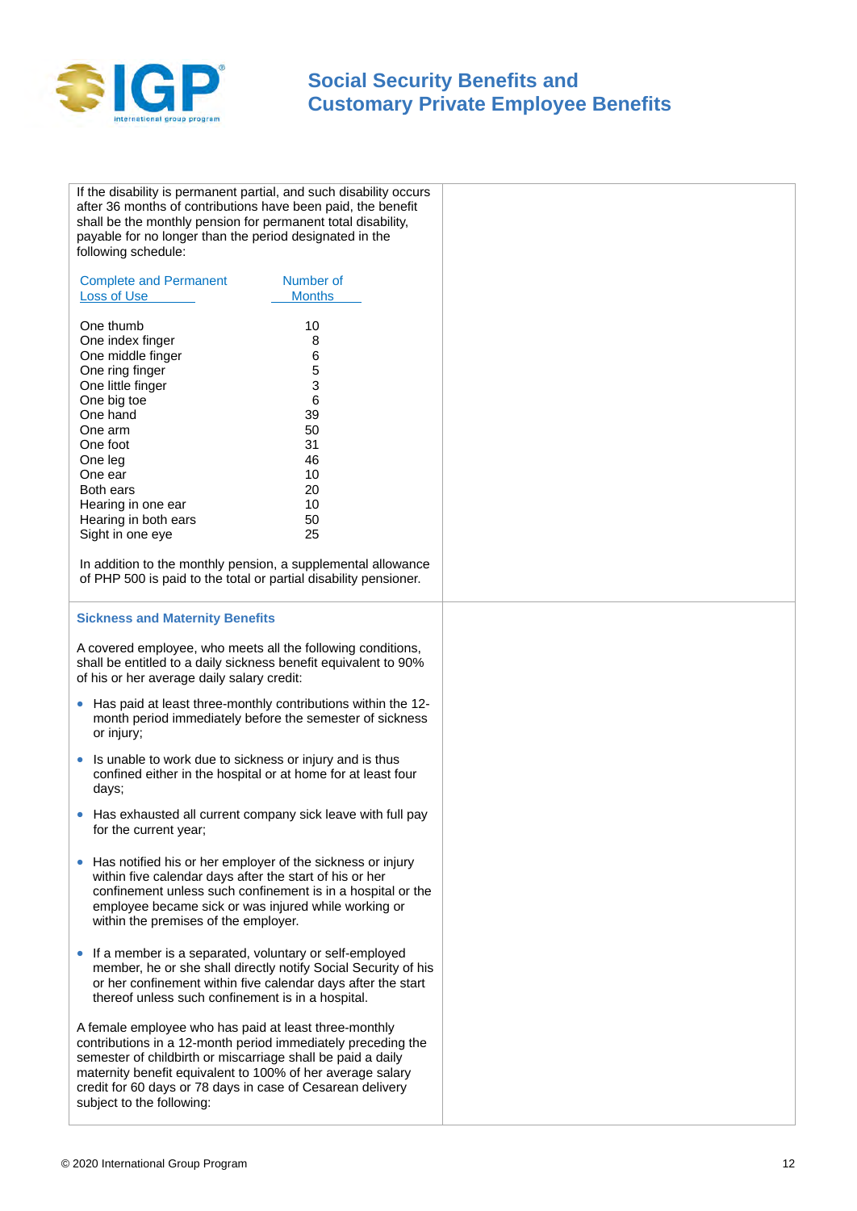If the disability is permanent partial, and such disability occurs after 36 months of contributions have been paid, the benefit shall be the monthly pension for permanent total disability, payable for no longer than the period designated in the following schedule:

| Complete and Permanent Loss of Use | Number of Months |
|---|---|
| One thumb | 10 |
| One index finger | 8 |
| One middle finger | 6 |
| One ring finger | 5 |
| One little finger | 3 |
| One big toe | 6 |
| One hand | 39 |
| One arm | 50 |
| One foot | 31 |
| One leg | 46 |
| One ear | 10 |
| Both ears | 20 |
| Hearing in one ear | 10 |
| Hearing in both ears | 50 |
| Sight in one eye | 25 |

In addition to the monthly pension, a supplemental allowance of PHP 500 is paid to the total or partial disability pensioner.

### Sickness and Maternity Benefits

A covered employee, who meets all the following conditions, shall be entitled to a daily sickness benefit equivalent to 90% of his or her average daily salary credit:

- Has paid at least three-monthly contributions within the 12-month period immediately before the semester of sickness or injury;
- Is unable to work due to sickness or injury and is thus confined either in the hospital or at home for at least four days;
- Has exhausted all current company sick leave with full pay for the current year;
- Has notified his or her employer of the sickness or injury within five calendar days after the start of his or her confinement unless such confinement is in a hospital or the employee became sick or was injured while working or within the premises of the employer.
- If a member is a separated, voluntary or self-employed member, he or she shall directly notify Social Security of his or her confinement within five calendar days after the start thereof unless such confinement is in a hospital.

A female employee who has paid at least three-monthly contributions in a 12-month period immediately preceding the semester of childbirth or miscarriage shall be paid a daily maternity benefit equivalent to 100% of her average salary credit for 60 days or 78 days in case of Cesarean delivery subject to the following: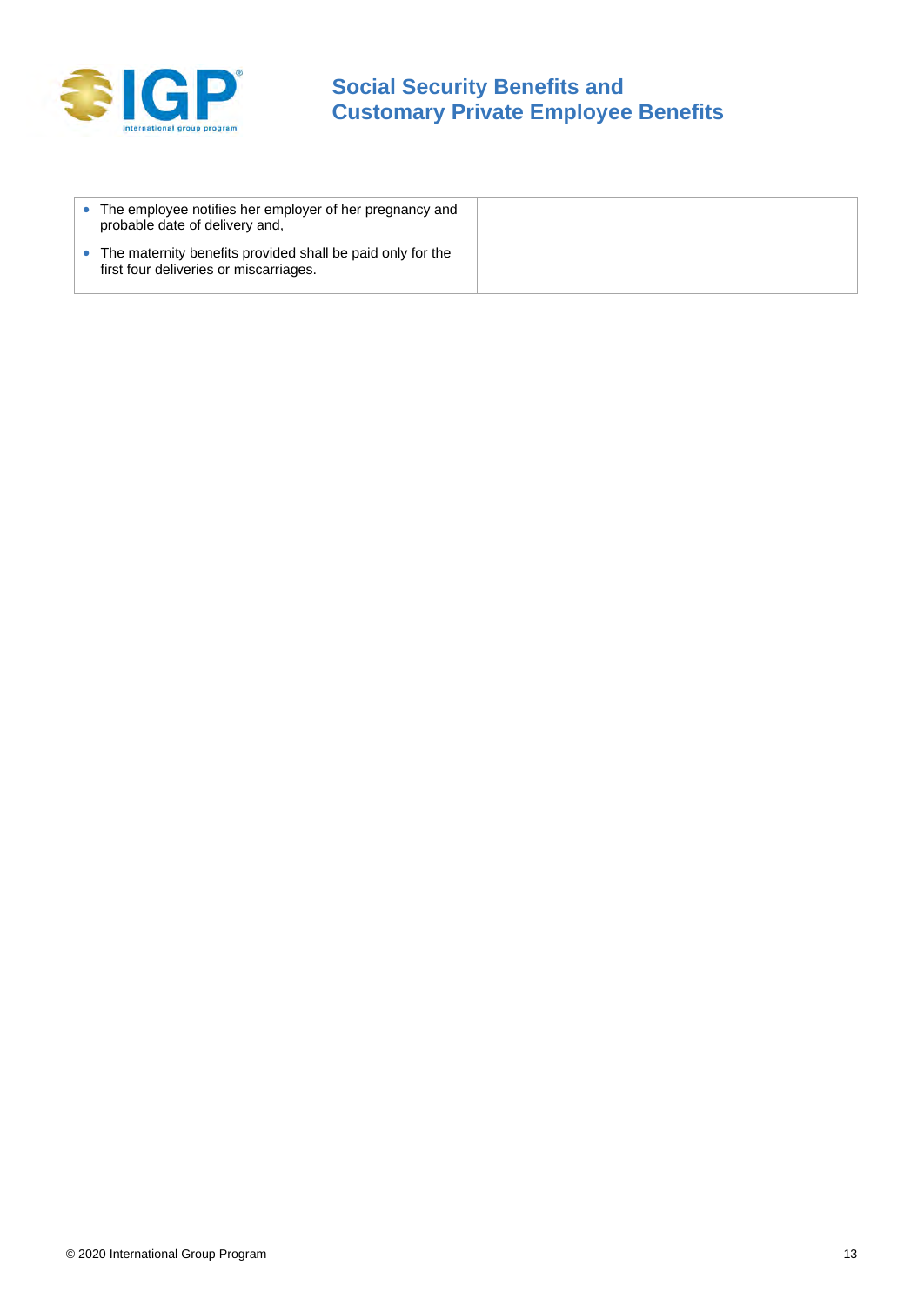| | |
|---|---|
| • The employee notifies her employer of her pregnancy and probable date of delivery and,<br>• The maternity benefits provided shall be paid only for the first four deliveries or miscarriages. | |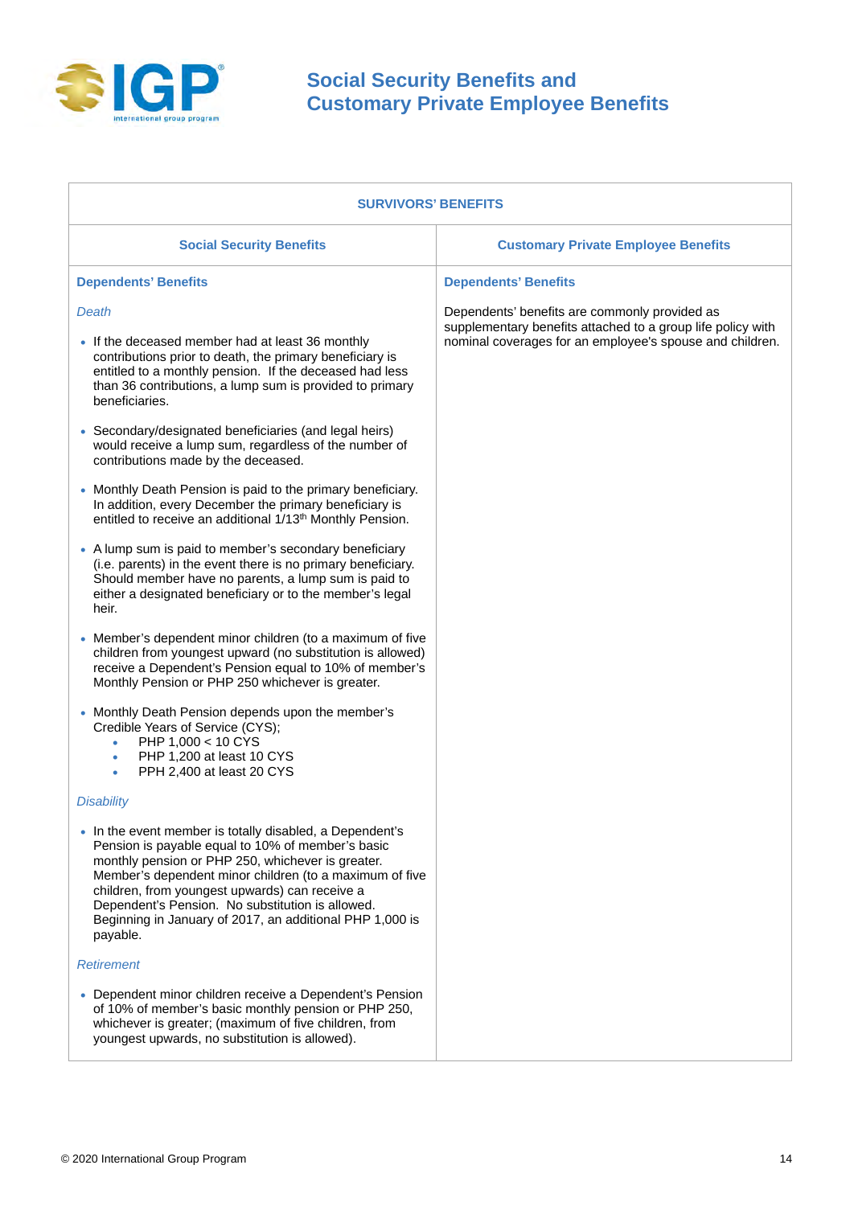# Social Security Benefits and Customary Private Employee Benefits

| SURVIVORS' BENEFITS | |
|---|---|
| **Social Security Benefits** | **Customary Private Employee Benefits** |
| **Dependents' Benefits**<br><br>*Death*<br><br>• If the deceased member had at least 36 monthly contributions prior to death, the primary beneficiary is entitled to a monthly pension. If the deceased had less than 36 contributions, a lump sum is provided to primary beneficiaries.<br><br>• Secondary/designated beneficiaries (and legal heirs) would receive a lump sum, regardless of the number of contributions made by the deceased.<br><br>• Monthly Death Pension is paid to the primary beneficiary. In addition, every December the primary beneficiary is entitled to receive an additional 1/13th Monthly Pension.<br><br>• A lump sum is paid to member's secondary beneficiary (i.e. parents) in the event there is no primary beneficiary. Should member have no parents, a lump sum is paid to either a designated beneficiary or to the member's legal heir.<br><br>• Member's dependent minor children (to a maximum of five children from youngest upward (no substitution is allowed) receive a Dependent's Pension equal to 10% of member's Monthly Pension or PHP 250 whichever is greater.<br><br>• Monthly Death Pension depends upon the member's Credible Years of Service (CYS);<br>&nbsp;&nbsp;&nbsp;&nbsp;• PHP 1,000 < 10 CYS<br>&nbsp;&nbsp;&nbsp;&nbsp;• PHP 1,200 at least 10 CYS<br>&nbsp;&nbsp;&nbsp;&nbsp;• PPH 2,400 at least 20 CYS<br><br>*Disability*<br><br>• In the event member is totally disabled, a Dependent's Pension is payable equal to 10% of member's basic monthly pension or PHP 250, whichever is greater. Member's dependent minor children (to a maximum of five children, from youngest upwards) can receive a Dependent's Pension. No substitution is allowed. Beginning in January of 2017, an additional PHP 1,000 is payable.<br><br>*Retirement*<br><br>• Dependent minor children receive a Dependent's Pension of 10% of member's basic monthly pension or PHP 250, whichever is greater; (maximum of five children, from youngest upwards, no substitution is allowed). | **Dependents' Benefits**<br><br>Dependents' benefits are commonly provided as supplementary benefits attached to a group life policy with nominal coverages for an employee's spouse and children. |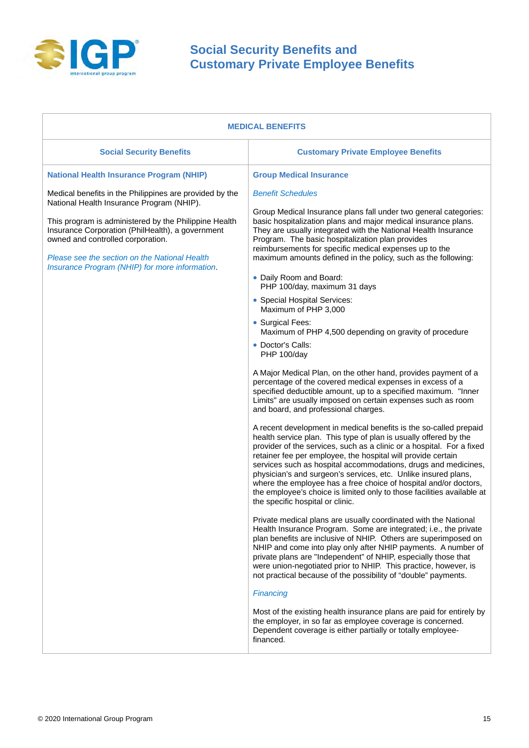# Social Security Benefits and Customary Private Employee Benefits

## MEDICAL BENEFITS

| Social Security Benefits | Customary Private Employee Benefits |
|---|---|
| **National Health Insurance Program (NHIP)**<br><br>Medical benefits in the Philippines are provided by the National Health Insurance Program (NHIP).<br><br>This program is administered by the Philippine Health Insurance Corporation (PhilHealth), a government owned and controlled corporation.<br><br>*Please see the section on the National Health Insurance Program (NHIP) for more information*. | **Group Medical Insurance**<br><br>*Benefit Schedules*<br><br>Group Medical Insurance plans fall under two general categories: basic hospitalization plans and major medical insurance plans. They are usually integrated with the National Health Insurance Program. The basic hospitalization plan provides reimbursements for specific medical expenses up to the maximum amounts defined in the policy, such as the following:<br><br>• Daily Room and Board: PHP 100/day, maximum 31 days<br>• Special Hospital Services: Maximum of PHP 3,000<br>• Surgical Fees: Maximum of PHP 4,500 depending on gravity of procedure<br>• Doctor's Calls: PHP 100/day<br><br>A Major Medical Plan, on the other hand, provides payment of a percentage of the covered medical expenses in excess of a specified deductible amount, up to a specified maximum. "Inner Limits" are usually imposed on certain expenses such as room and board, and professional charges.<br><br>A recent development in medical benefits is the so-called prepaid health service plan. This type of plan is usually offered by the provider of the services, such as a clinic or a hospital. For a fixed retainer fee per employee, the hospital will provide certain services such as hospital accommodations, drugs and medicines, physician's and surgeon's services, etc. Unlike insured plans, where the employee has a free choice of hospital and/or doctors, the employee's choice is limited only to those facilities available at the specific hospital or clinic.<br><br>Private medical plans are usually coordinated with the National Health Insurance Program. Some are integrated; i.e., the private plan benefits are inclusive of NHIP. Others are superimposed on NHIP and come into play only after NHIP payments. A number of private plans are "Independent" of NHIP, especially those that were union-negotiated prior to NHIP. This practice, however, is not practical because of the possibility of "double" payments.<br><br>*Financing*<br><br>Most of the existing health insurance plans are paid for entirely by the employer, in so far as employee coverage is concerned. Dependent coverage is either partially or totally employee-financed. |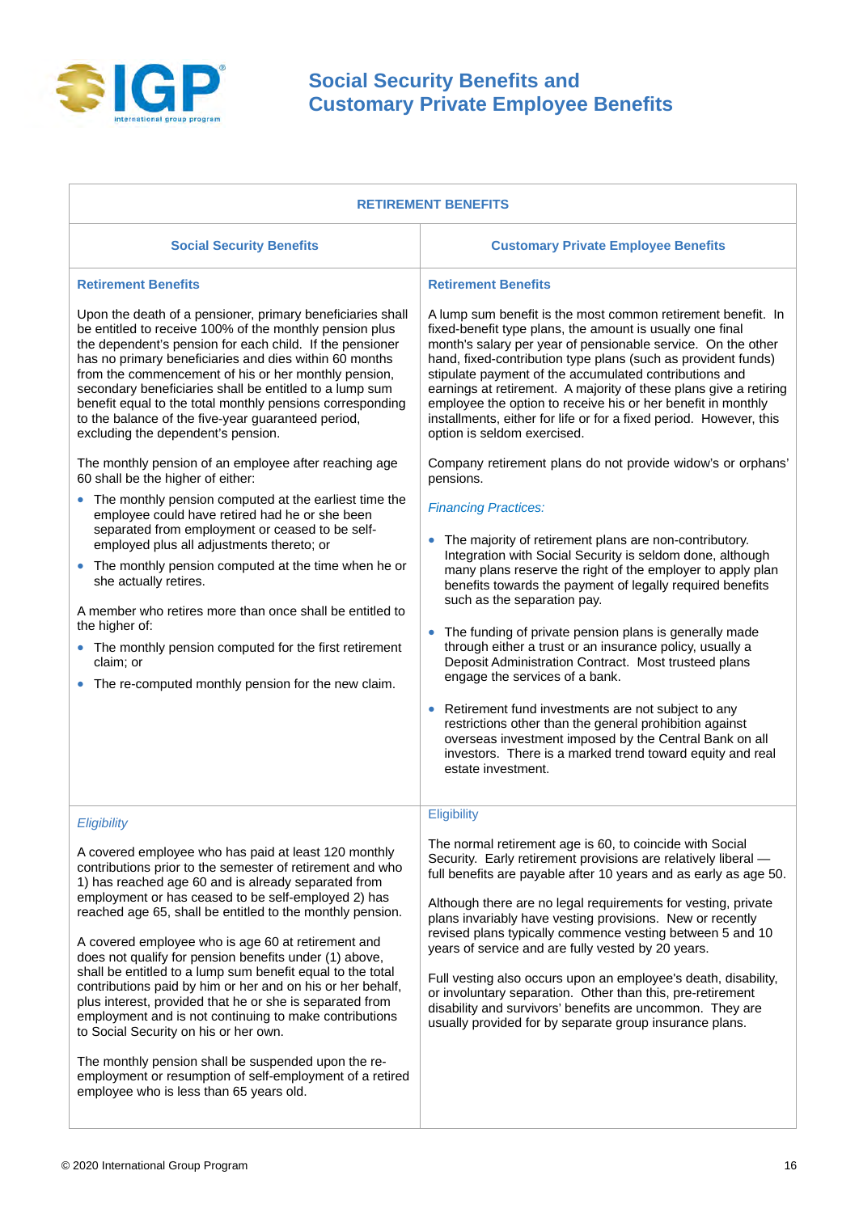# Social Security Benefits and Customary Private Employee Benefits

## RETIREMENT BENEFITS

| Social Security Benefits | Customary Private Employee Benefits |
|---|---|
| **Retirement Benefits**<br><br>Upon the death of a pensioner, primary beneficiaries shall be entitled to receive 100% of the monthly pension plus the dependent's pension for each child. If the pensioner has no primary beneficiaries and dies within 60 months from the commencement of his or her monthly pension, secondary beneficiaries shall be entitled to a lump sum benefit equal to the total monthly pensions corresponding to the balance of the five-year guaranteed period, excluding the dependent's pension.<br><br>The monthly pension of an employee after reaching age 60 shall be the higher of either:<br>• The monthly pension computed at the earliest time the employee could have retired had he or she been separated from employment or ceased to be self-employed plus all adjustments thereto; or<br>• The monthly pension computed at the time when he or she actually retires.<br><br>A member who retires more than once shall be entitled to the higher of:<br>• The monthly pension computed for the first retirement claim; or<br>• The re-computed monthly pension for the new claim. | **Retirement Benefits**<br><br>A lump sum benefit is the most common retirement benefit. In fixed-benefit type plans, the amount is usually one final month's salary per year of pensionable service. On the other hand, fixed-contribution type plans (such as provident funds) stipulate payment of the accumulated contributions and earnings at retirement. A majority of these plans give a retiring employee the option to receive his or her benefit in monthly installments, either for life or for a fixed period. However, this option is seldom exercised.<br><br>Company retirement plans do not provide widow's or orphans' pensions.<br><br>*Financing Practices:*<br><br>• The majority of retirement plans are non-contributory. Integration with Social Security is seldom done, although many plans reserve the right of the employer to apply plan benefits towards the payment of legally required benefits such as the separation pay.<br><br>• The funding of private pension plans is generally made through either a trust or an insurance policy, usually a Deposit Administration Contract. Most trusteed plans engage the services of a bank.<br><br>• Retirement fund investments are not subject to any restrictions other than the general prohibition against overseas investment imposed by the Central Bank on all investors. There is a marked trend toward equity and real estate investment. |
| *Eligibility*<br><br>A covered employee who has paid at least 120 monthly contributions prior to the semester of retirement and who 1) has reached age 60 and is already separated from employment or has ceased to be self-employed 2) has reached age 65, shall be entitled to the monthly pension.<br><br>A covered employee who is age 60 at retirement and does not qualify for pension benefits under (1) above, shall be entitled to a lump sum benefit equal to the total contributions paid by him or her and on his or her behalf, plus interest, provided that he or she is separated from employment and is not continuing to make contributions to Social Security on his or her own.<br><br>The monthly pension shall be suspended upon the re-employment or resumption of self-employment of a retired employee who is less than 65 years old. | Eligibility<br><br>The normal retirement age is 60, to coincide with Social Security. Early retirement provisions are relatively liberal — full benefits are payable after 10 years and as early as age 50.<br><br>Although there are no legal requirements for vesting, private plans invariably have vesting provisions. New or recently revised plans typically commence vesting between 5 and 10 years of service and are fully vested by 20 years.<br><br>Full vesting also occurs upon an employee's death, disability, or involuntary separation. Other than this, pre-retirement disability and survivors' benefits are uncommon. They are usually provided for by separate group insurance plans. |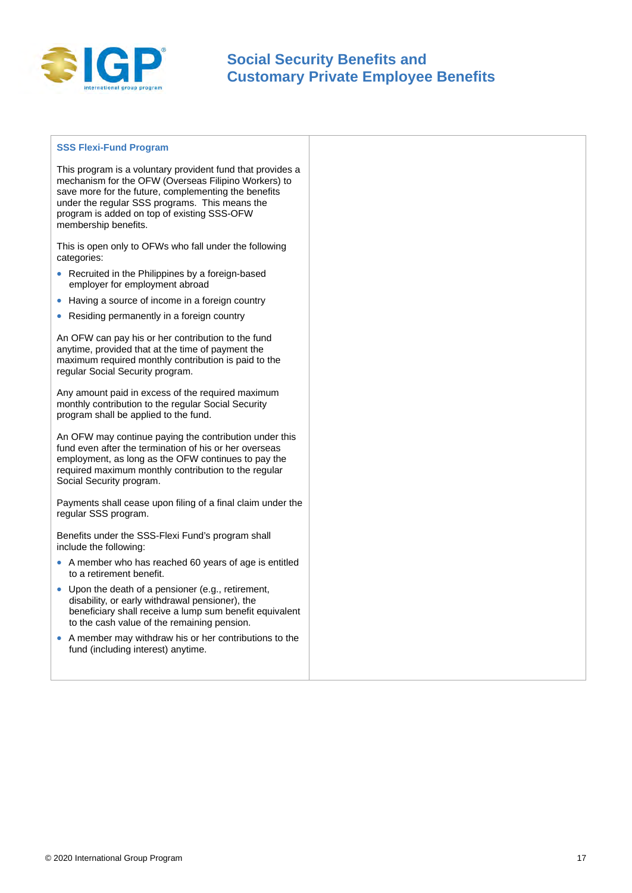### SSS Flexi-Fund Program

This program is a voluntary provident fund that provides a mechanism for the OFW (Overseas Filipino Workers) to save more for the future, complementing the benefits under the regular SSS programs. This means the program is added on top of existing SSS-OFW membership benefits.

This is open only to OFWs who fall under the following categories:

- Recruited in the Philippines by a foreign-based employer for employment abroad
- Having a source of income in a foreign country
- Residing permanently in a foreign country

An OFW can pay his or her contribution to the fund anytime, provided that at the time of payment the maximum required monthly contribution is paid to the regular Social Security program.

Any amount paid in excess of the required maximum monthly contribution to the regular Social Security program shall be applied to the fund.

An OFW may continue paying the contribution under this fund even after the termination of his or her overseas employment, as long as the OFW continues to pay the required maximum monthly contribution to the regular Social Security program.

Payments shall cease upon filing of a final claim under the regular SSS program.

Benefits under the SSS-Flexi Fund's program shall include the following:

- A member who has reached 60 years of age is entitled to a retirement benefit.
- Upon the death of a pensioner (e.g., retirement, disability, or early withdrawal pensioner), the beneficiary shall receive a lump sum benefit equivalent to the cash value of the remaining pension.
- A member may withdraw his or her contributions to the fund (including interest) anytime.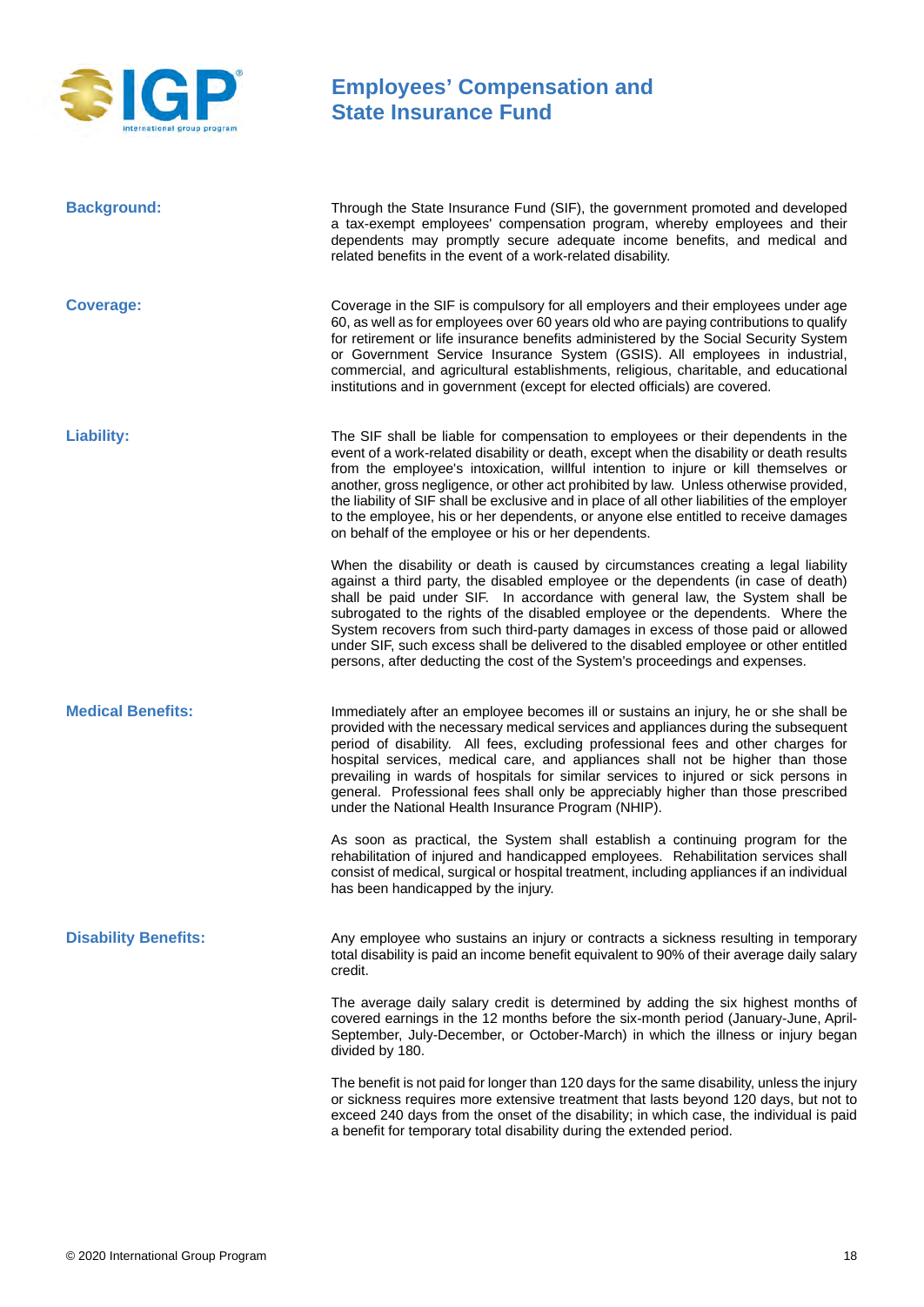# Employees' Compensation and State Insurance Fund

**Background:**

Through the State Insurance Fund (SIF), the government promoted and developed a tax-exempt employees' compensation program, whereby employees and their dependents may promptly secure adequate income benefits, and medical and related benefits in the event of a work-related disability.

**Coverage:**

Coverage in the SIF is compulsory for all employers and their employees under age 60, as well as for employees over 60 years old who are paying contributions to qualify for retirement or life insurance benefits administered by the Social Security System or Government Service Insurance System (GSIS). All employees in industrial, commercial, and agricultural establishments, religious, charitable, and educational institutions and in government (except for elected officials) are covered.

**Liability:**

The SIF shall be liable for compensation to employees or their dependents in the event of a work-related disability or death, except when the disability or death results from the employee's intoxication, willful intention to injure or kill themselves or another, gross negligence, or other act prohibited by law. Unless otherwise provided, the liability of SIF shall be exclusive and in place of all other liabilities of the employer to the employee, his or her dependents, or anyone else entitled to receive damages on behalf of the employee or his or her dependents.

When the disability or death is caused by circumstances creating a legal liability against a third party, the disabled employee or the dependents (in case of death) shall be paid under SIF. In accordance with general law, the System shall be subrogated to the rights of the disabled employee or the dependents. Where the System recovers from such third-party damages in excess of those paid or allowed under SIF, such excess shall be delivered to the disabled employee or other entitled persons, after deducting the cost of the System's proceedings and expenses.

**Medical Benefits:**

Immediately after an employee becomes ill or sustains an injury, he or she shall be provided with the necessary medical services and appliances during the subsequent period of disability. All fees, excluding professional fees and other charges for hospital services, medical care, and appliances shall not be higher than those prevailing in wards of hospitals for similar services to injured or sick persons in general. Professional fees shall only be appreciably higher than those prescribed under the National Health Insurance Program (NHIP).

As soon as practical, the System shall establish a continuing program for the rehabilitation of injured and handicapped employees. Rehabilitation services shall consist of medical, surgical or hospital treatment, including appliances if an individual has been handicapped by the injury.

**Disability Benefits:**

Any employee who sustains an injury or contracts a sickness resulting in temporary total disability is paid an income benefit equivalent to 90% of their average daily salary credit.

The average daily salary credit is determined by adding the six highest months of covered earnings in the 12 months before the six-month period (January-June, April-September, July-December, or October-March) in which the illness or injury began divided by 180.

The benefit is not paid for longer than 120 days for the same disability, unless the injury or sickness requires more extensive treatment that lasts beyond 120 days, but not to exceed 240 days from the onset of the disability; in which case, the individual is paid a benefit for temporary total disability during the extended period.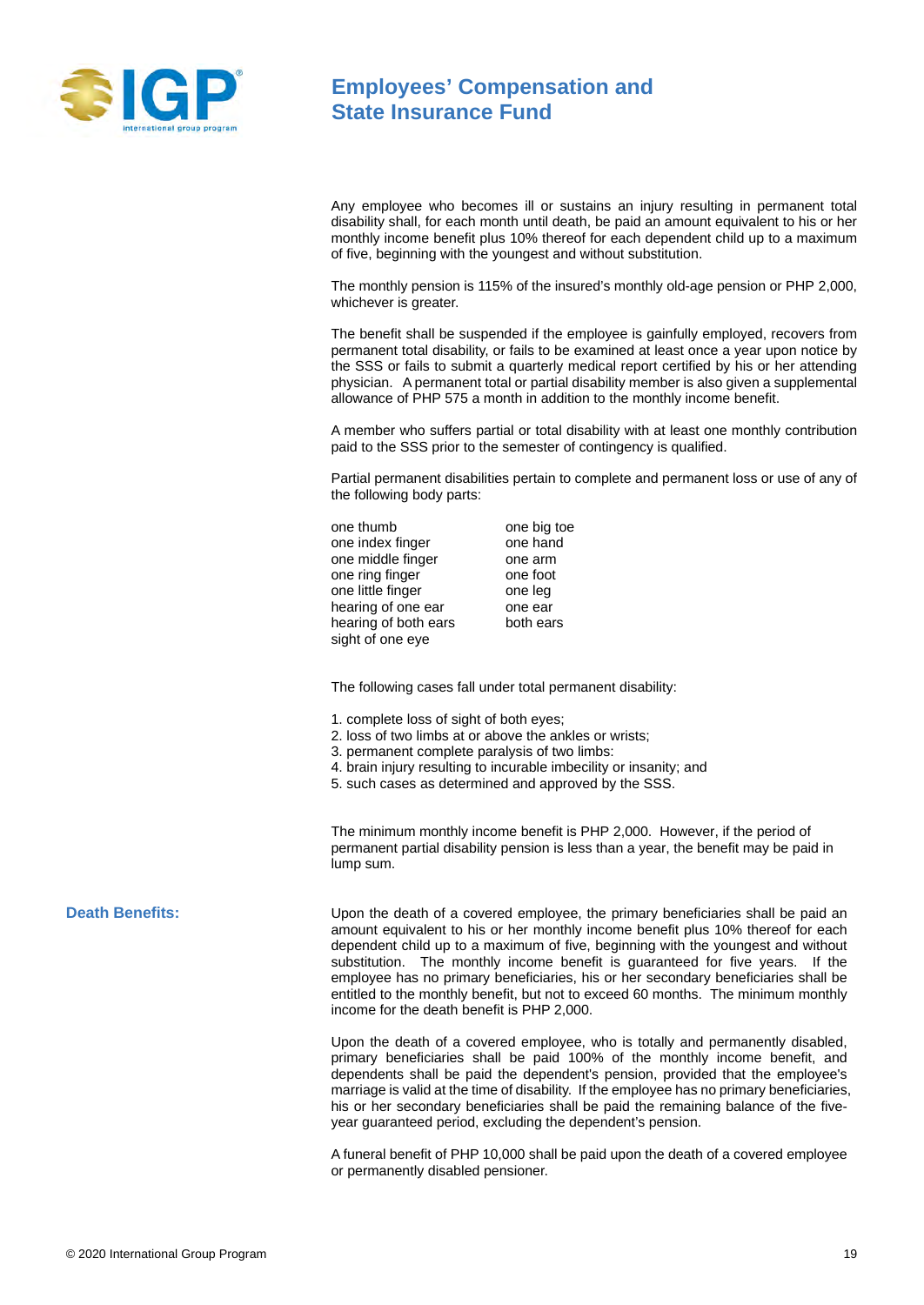# Employees' Compensation and State Insurance Fund

Any employee who becomes ill or sustains an injury resulting in permanent total disability shall, for each month until death, be paid an amount equivalent to his or her monthly income benefit plus 10% thereof for each dependent child up to a maximum of five, beginning with the youngest and without substitution.

The monthly pension is 115% of the insured's monthly old-age pension or PHP 2,000, whichever is greater.

The benefit shall be suspended if the employee is gainfully employed, recovers from permanent total disability, or fails to be examined at least once a year upon notice by the SSS or fails to submit a quarterly medical report certified by his or her attending physician. A permanent total or partial disability member is also given a supplemental allowance of PHP 575 a month in addition to the monthly income benefit.

A member who suffers partial or total disability with at least one monthly contribution paid to the SSS prior to the semester of contingency is qualified.

Partial permanent disabilities pertain to complete and permanent loss or use of any of the following body parts:

| | |
|---|---|
| one thumb | one big toe |
| one index finger | one hand |
| one middle finger | one arm |
| one ring finger | one foot |
| one little finger | one leg |
| hearing of one ear | one ear |
| hearing of both ears | both ears |
| sight of one eye | |

The following cases fall under total permanent disability:

1. complete loss of sight of both eyes;
2. loss of two limbs at or above the ankles or wrists;
3. permanent complete paralysis of two limbs:
4. brain injury resulting to incurable imbecility or insanity; and
5. such cases as determined and approved by the SSS.

The minimum monthly income benefit is PHP 2,000. However, if the period of permanent partial disability pension is less than a year, the benefit may be paid in lump sum.

**Death Benefits:**

Upon the death of a covered employee, the primary beneficiaries shall be paid an amount equivalent to his or her monthly income benefit plus 10% thereof for each dependent child up to a maximum of five, beginning with the youngest and without substitution. The monthly income benefit is guaranteed for five years. If the employee has no primary beneficiaries, his or her secondary beneficiaries shall be entitled to the monthly benefit, but not to exceed 60 months. The minimum monthly income for the death benefit is PHP 2,000.

Upon the death of a covered employee, who is totally and permanently disabled, primary beneficiaries shall be paid 100% of the monthly income benefit, and dependents shall be paid the dependent's pension, provided that the employee's marriage is valid at the time of disability. If the employee has no primary beneficiaries, his or her secondary beneficiaries shall be paid the remaining balance of the five-year guaranteed period, excluding the dependent's pension.

A funeral benefit of PHP 10,000 shall be paid upon the death of a covered employee or permanently disabled pensioner.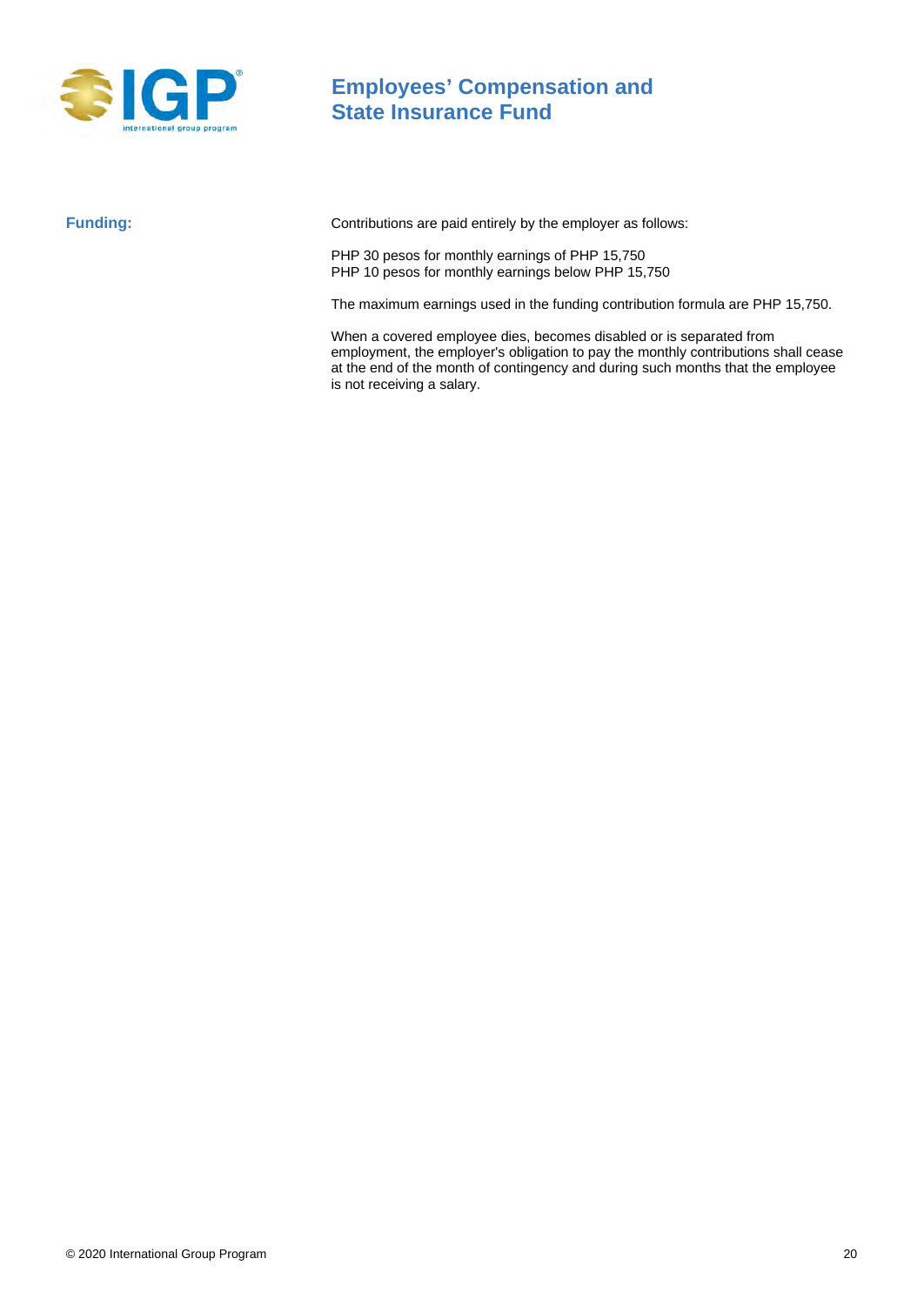# Employees' Compensation and State Insurance Fund

**Funding:**

Contributions are paid entirely by the employer as follows:

PHP 30 pesos for monthly earnings of PHP 15,750
PHP 10 pesos for monthly earnings below PHP 15,750

The maximum earnings used in the funding contribution formula are PHP 15,750.

When a covered employee dies, becomes disabled or is separated from employment, the employer's obligation to pay the monthly contributions shall cease at the end of the month of contingency and during such months that the employee is not receiving a salary.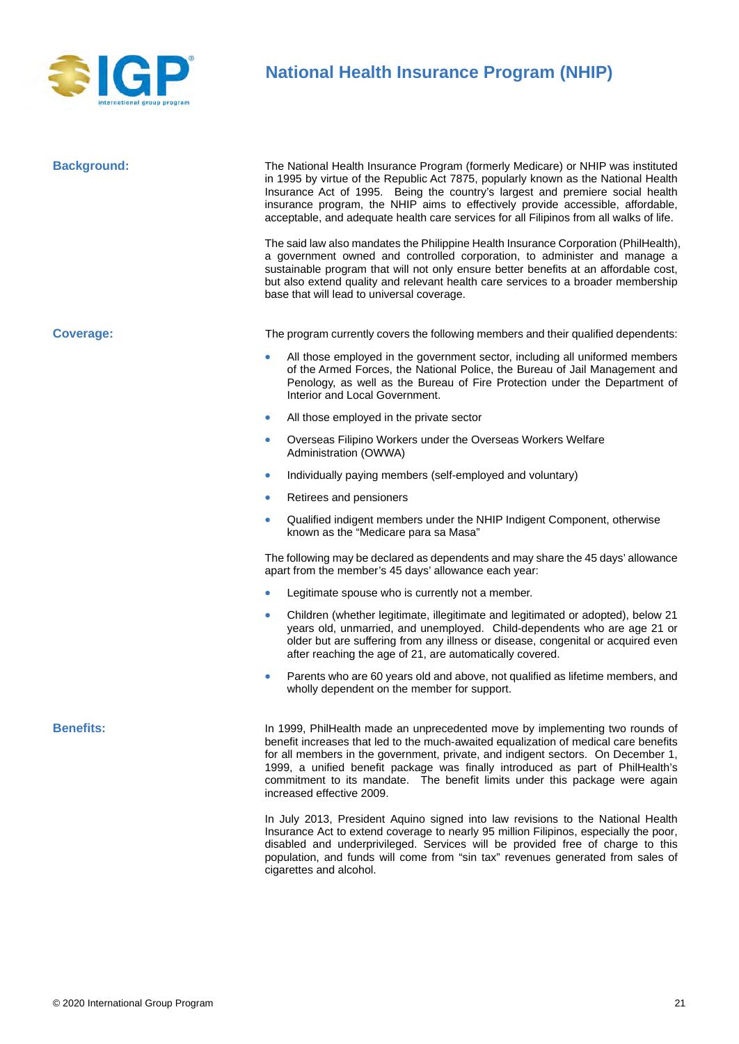# National Health Insurance Program (NHIP)

## Background:

The National Health Insurance Program (formerly Medicare) or NHIP was instituted in 1995 by virtue of the Republic Act 7875, popularly known as the National Health Insurance Act of 1995. Being the country's largest and premiere social health insurance program, the NHIP aims to effectively provide accessible, affordable, acceptable, and adequate health care services for all Filipinos from all walks of life.

The said law also mandates the Philippine Health Insurance Corporation (PhilHealth), a government owned and controlled corporation, to administer and manage a sustainable program that will not only ensure better benefits at an affordable cost, but also extend quality and relevant health care services to a broader membership base that will lead to universal coverage.

## Coverage:

The program currently covers the following members and their qualified dependents:

- All those employed in the government sector, including all uniformed members of the Armed Forces, the National Police, the Bureau of Jail Management and Penology, as well as the Bureau of Fire Protection under the Department of Interior and Local Government.
- All those employed in the private sector
- Overseas Filipino Workers under the Overseas Workers Welfare Administration (OWWA)
- Individually paying members (self-employed and voluntary)
- Retirees and pensioners
- Qualified indigent members under the NHIP Indigent Component, otherwise known as the "Medicare para sa Masa"

The following may be declared as dependents and may share the 45 days' allowance apart from the member's 45 days' allowance each year:

- Legitimate spouse who is currently not a member.
- Children (whether legitimate, illegitimate and legitimated or adopted), below 21 years old, unmarried, and unemployed. Child-dependents who are age 21 or older but are suffering from any illness or disease, congenital or acquired even after reaching the age of 21, are automatically covered.
- Parents who are 60 years old and above, not qualified as lifetime members, and wholly dependent on the member for support.

## Benefits:

In 1999, PhilHealth made an unprecedented move by implementing two rounds of benefit increases that led to the much-awaited equalization of medical care benefits for all members in the government, private, and indigent sectors. On December 1, 1999, a unified benefit package was finally introduced as part of PhilHealth's commitment to its mandate. The benefit limits under this package were again increased effective 2009.

In July 2013, President Aquino signed into law revisions to the National Health Insurance Act to extend coverage to nearly 95 million Filipinos, especially the poor, disabled and underprivileged. Services will be provided free of charge to this population, and funds will come from "sin tax" revenues generated from sales of cigarettes and alcohol.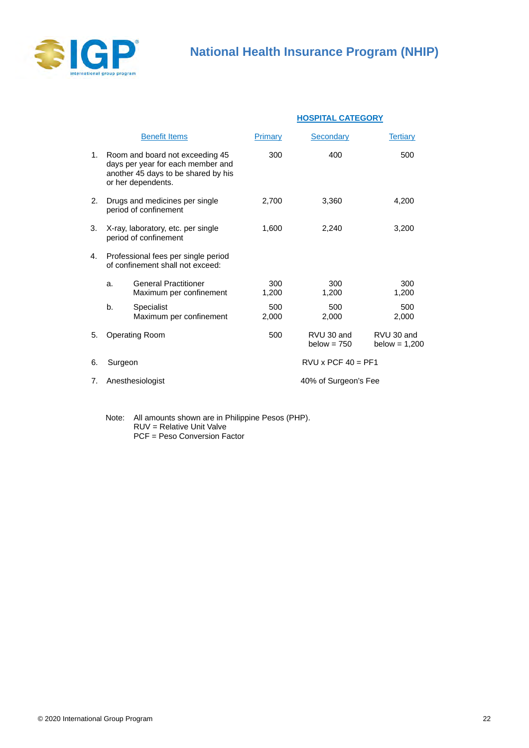# National Health Insurance Program (NHIP)

| | Benefit Items | HOSPITAL CATEGORY | | |
|---|---|---|---|---|
| | | Primary | Secondary | Tertiary |
| 1. | Room and board not exceeding 45 days per year for each member and another 45 days to be shared by his or her dependents. | 300 | 400 | 500 |
| 2. | Drugs and medicines per single period of confinement | 2,700 | 3,360 | 4,200 |
| 3. | X-ray, laboratory, etc. per single period of confinement | 1,600 | 2,240 | 3,200 |
| 4. | Professional fees per single period of confinement shall not exceed: | | | |
| | a. General Practitioner<br>Maximum per confinement | 300<br>1,200 | 300<br>1,200 | 300<br>1,200 |
| | b. Specialist<br>Maximum per confinement | 500<br>2,000 | 500<br>2,000 | 500<br>2,000 |
| 5. | Operating Room | 500 | RVU 30 and below = 750 | RVU 30 and below = 1,200 |
| 6. | Surgeon | | RVU x PCF 40 = PF1 | |
| 7. | Anesthesiologist | | 40% of Surgeon's Fee | |

Note: All amounts shown are in Philippine Pesos (PHP).
RUV = Relative Unit Valve
PCF = Peso Conversion Factor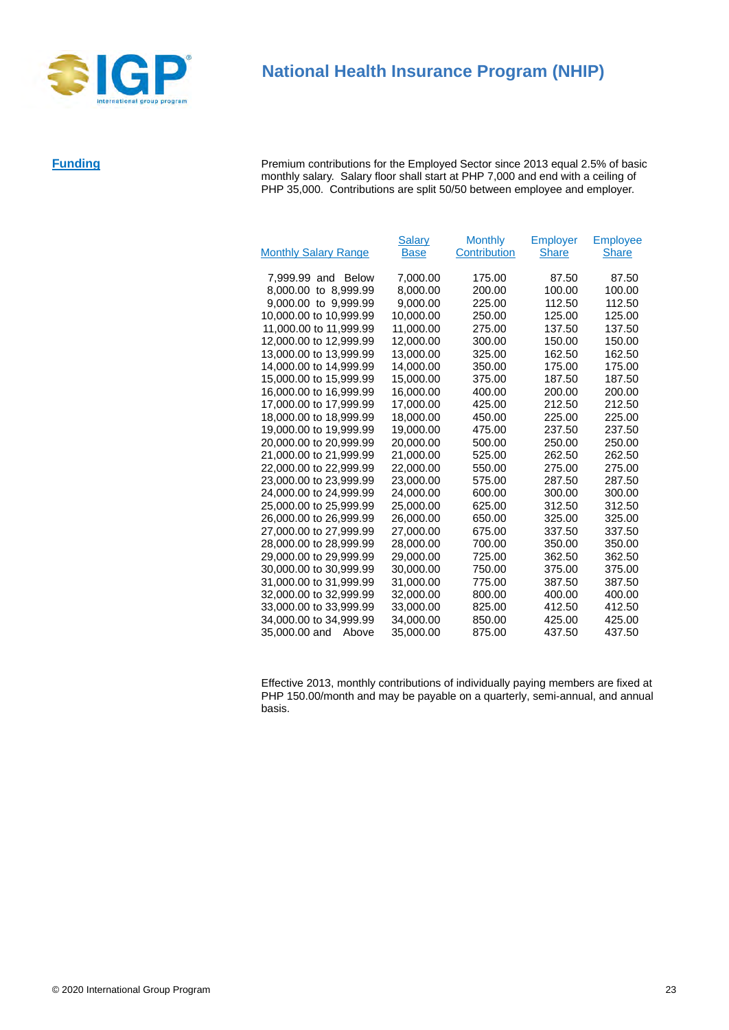# National Health Insurance Program (NHIP)

**Funding**

Premium contributions for the Employed Sector since 2013 equal 2.5% of basic monthly salary. Salary floor shall start at PHP 7,000 and end with a ceiling of PHP 35,000. Contributions are split 50/50 between employee and employer.

| Monthly Salary Range | Salary Base | Monthly Contribution | Employer Share | Employee Share |
|---|---|---|---|---|
| 7,999.99 and Below | 7,000.00 | 175.00 | 87.50 | 87.50 |
| 8,000.00 to 8,999.99 | 8,000.00 | 200.00 | 100.00 | 100.00 |
| 9,000.00 to 9,999.99 | 9,000.00 | 225.00 | 112.50 | 112.50 |
| 10,000.00 to 10,999.99 | 10,000.00 | 250.00 | 125.00 | 125.00 |
| 11,000.00 to 11,999.99 | 11,000.00 | 275.00 | 137.50 | 137.50 |
| 12,000.00 to 12,999.99 | 12,000.00 | 300.00 | 150.00 | 150.00 |
| 13,000.00 to 13,999.99 | 13,000.00 | 325.00 | 162.50 | 162.50 |
| 14,000.00 to 14,999.99 | 14,000.00 | 350.00 | 175.00 | 175.00 |
| 15,000.00 to 15,999.99 | 15,000.00 | 375.00 | 187.50 | 187.50 |
| 16,000.00 to 16,999.99 | 16,000.00 | 400.00 | 200.00 | 200.00 |
| 17,000.00 to 17,999.99 | 17,000.00 | 425.00 | 212.50 | 212.50 |
| 18,000.00 to 18,999.99 | 18,000.00 | 450.00 | 225.00 | 225.00 |
| 19,000.00 to 19,999.99 | 19,000.00 | 475.00 | 237.50 | 237.50 |
| 20,000.00 to 20,999.99 | 20,000.00 | 500.00 | 250.00 | 250.00 |
| 21,000.00 to 21,999.99 | 21,000.00 | 525.00 | 262.50 | 262.50 |
| 22,000.00 to 22,999.99 | 22,000.00 | 550.00 | 275.00 | 275.00 |
| 23,000.00 to 23,999.99 | 23,000.00 | 575.00 | 287.50 | 287.50 |
| 24,000.00 to 24,999.99 | 24,000.00 | 600.00 | 300.00 | 300.00 |
| 25,000.00 to 25,999.99 | 25,000.00 | 625.00 | 312.50 | 312.50 |
| 26,000.00 to 26,999.99 | 26,000.00 | 650.00 | 325.00 | 325.00 |
| 27,000.00 to 27,999.99 | 27,000.00 | 675.00 | 337.50 | 337.50 |
| 28,000.00 to 28,999.99 | 28,000.00 | 700.00 | 350.00 | 350.00 |
| 29,000.00 to 29,999.99 | 29,000.00 | 725.00 | 362.50 | 362.50 |
| 30,000.00 to 30,999.99 | 30,000.00 | 750.00 | 375.00 | 375.00 |
| 31,000.00 to 31,999.99 | 31,000.00 | 775.00 | 387.50 | 387.50 |
| 32,000.00 to 32,999.99 | 32,000.00 | 800.00 | 400.00 | 400.00 |
| 33,000.00 to 33,999.99 | 33,000.00 | 825.00 | 412.50 | 412.50 |
| 34,000.00 to 34,999.99 | 34,000.00 | 850.00 | 425.00 | 425.00 |
| 35,000.00 and Above | 35,000.00 | 875.00 | 437.50 | 437.50 |

Effective 2013, monthly contributions of individually paying members are fixed at PHP 150.00/month and may be payable on a quarterly, semi-annual, and annual basis.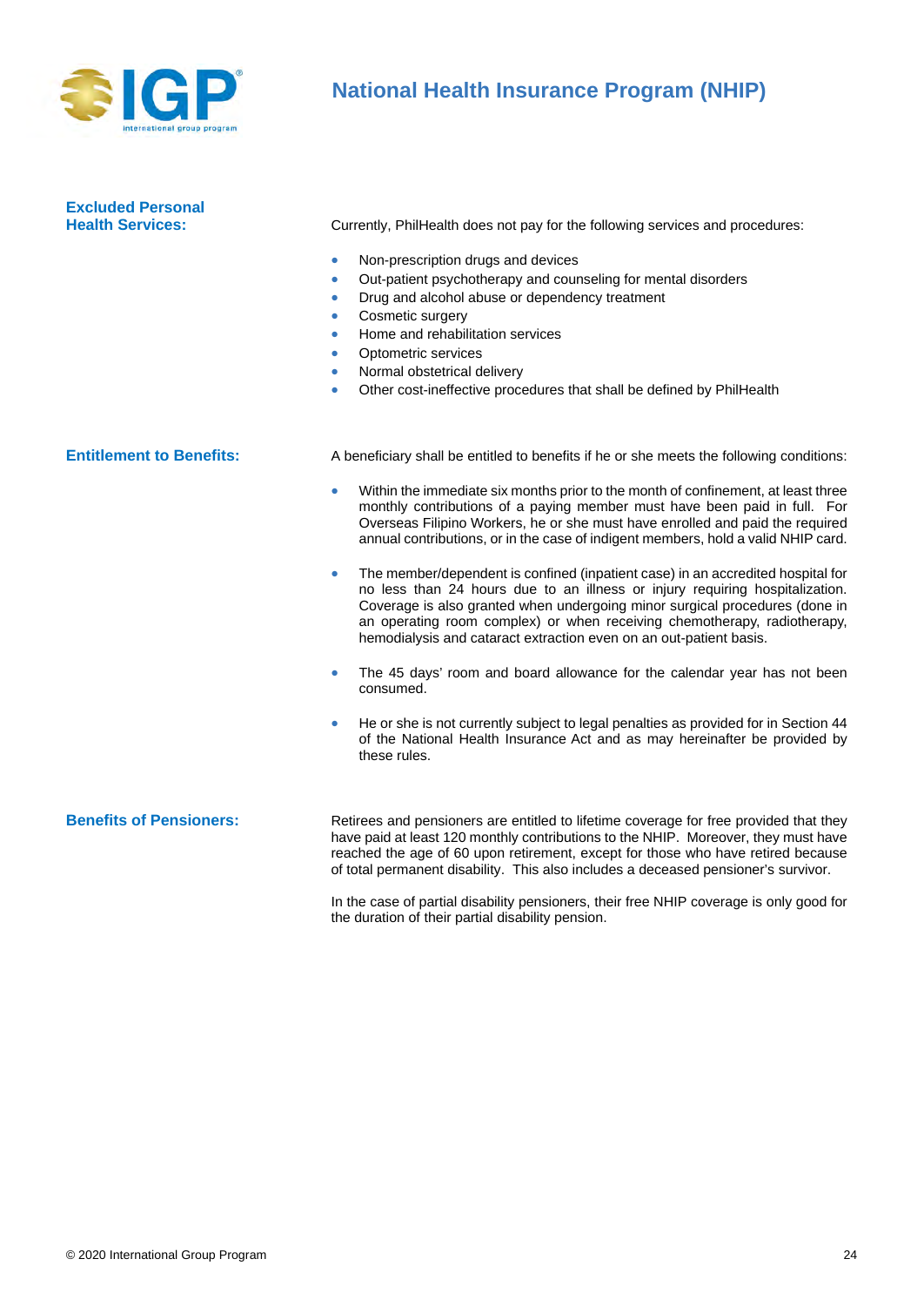## National Health Insurance Program (NHIP)

**Excluded Personal Health Services:**

Currently, PhilHealth does not pay for the following services and procedures:

- Non-prescription drugs and devices
- Out-patient psychotherapy and counseling for mental disorders
- Drug and alcohol abuse or dependency treatment
- Cosmetic surgery
- Home and rehabilitation services
- Optometric services
- Normal obstetrical delivery
- Other cost-ineffective procedures that shall be defined by PhilHealth

**Entitlement to Benefits:**

A beneficiary shall be entitled to benefits if he or she meets the following conditions:

- Within the immediate six months prior to the month of confinement, at least three monthly contributions of a paying member must have been paid in full. For Overseas Filipino Workers, he or she must have enrolled and paid the required annual contributions, or in the case of indigent members, hold a valid NHIP card.
- The member/dependent is confined (inpatient case) in an accredited hospital for no less than 24 hours due to an illness or injury requiring hospitalization. Coverage is also granted when undergoing minor surgical procedures (done in an operating room complex) or when receiving chemotherapy, radiotherapy, hemodialysis and cataract extraction even on an out-patient basis.
- The 45 days' room and board allowance for the calendar year has not been consumed.
- He or she is not currently subject to legal penalties as provided for in Section 44 of the National Health Insurance Act and as may hereinafter be provided by these rules.

**Benefits of Pensioners:**

Retirees and pensioners are entitled to lifetime coverage for free provided that they have paid at least 120 monthly contributions to the NHIP. Moreover, they must have reached the age of 60 upon retirement, except for those who have retired because of total permanent disability. This also includes a deceased pensioner's survivor.

In the case of partial disability pensioners, their free NHIP coverage is only good for the duration of their partial disability pension.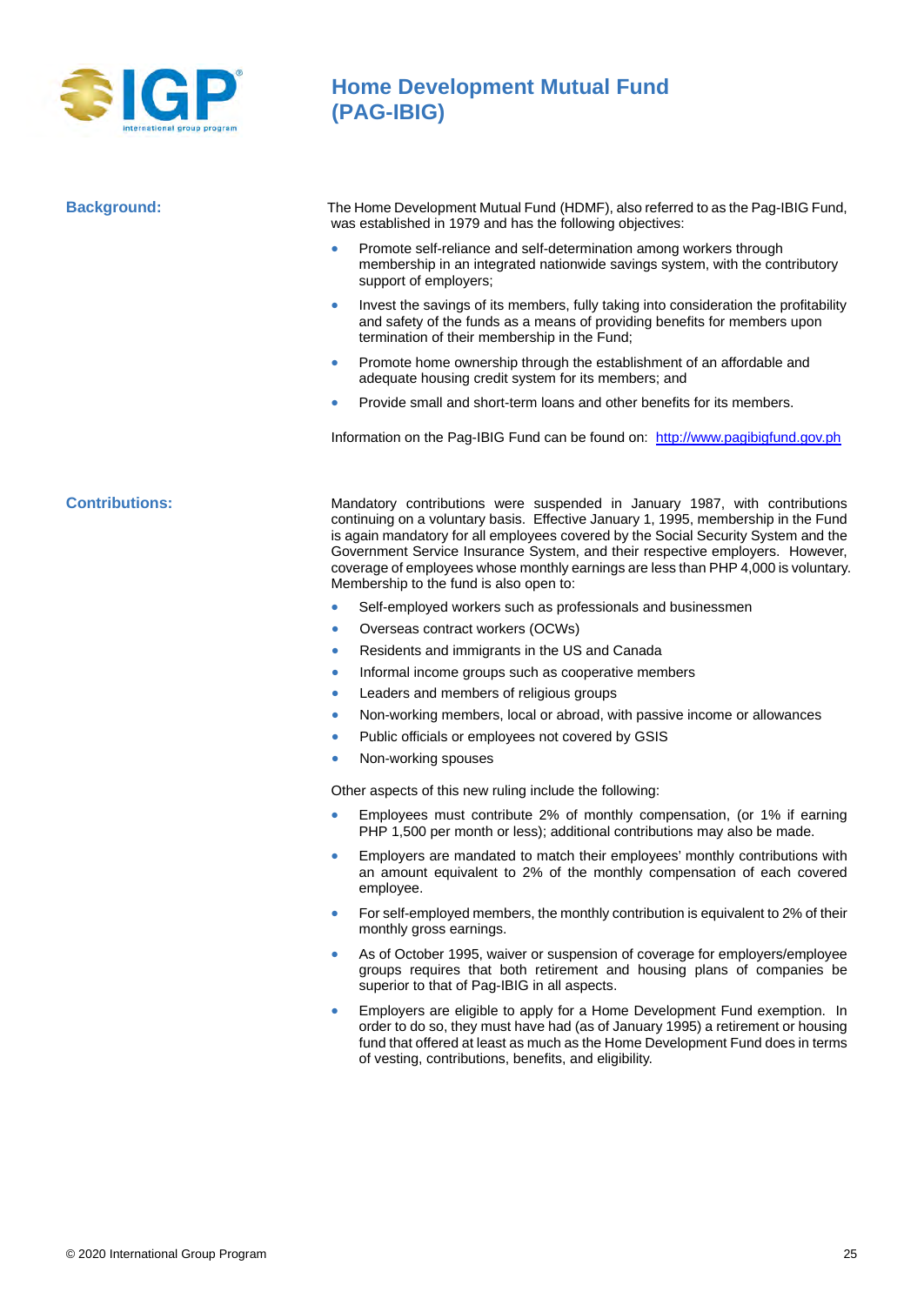# Home Development Mutual Fund (PAG-IBIG)

## Background:

The Home Development Mutual Fund (HDMF), also referred to as the Pag-IBIG Fund, was established in 1979 and has the following objectives:

- Promote self-reliance and self-determination among workers through membership in an integrated nationwide savings system, with the contributory support of employers;
- Invest the savings of its members, fully taking into consideration the profitability and safety of the funds as a means of providing benefits for members upon termination of their membership in the Fund;
- Promote home ownership through the establishment of an affordable and adequate housing credit system for its members; and
- Provide small and short-term loans and other benefits for its members.

Information on the Pag-IBIG Fund can be found on: http://www.pagibigfund.gov.ph

## Contributions:

Mandatory contributions were suspended in January 1987, with contributions continuing on a voluntary basis. Effective January 1, 1995, membership in the Fund is again mandatory for all employees covered by the Social Security System and the Government Service Insurance System, and their respective employers. However, coverage of employees whose monthly earnings are less than PHP 4,000 is voluntary. Membership to the fund is also open to:

- Self-employed workers such as professionals and businessmen
- Overseas contract workers (OCWs)
- Residents and immigrants in the US and Canada
- Informal income groups such as cooperative members
- Leaders and members of religious groups
- Non-working members, local or abroad, with passive income or allowances
- Public officials or employees not covered by GSIS
- Non-working spouses

Other aspects of this new ruling include the following:

- Employees must contribute 2% of monthly compensation, (or 1% if earning PHP 1,500 per month or less); additional contributions may also be made.
- Employers are mandated to match their employees' monthly contributions with an amount equivalent to 2% of the monthly compensation of each covered employee.
- For self-employed members, the monthly contribution is equivalent to 2% of their monthly gross earnings.
- As of October 1995, waiver or suspension of coverage for employers/employee groups requires that both retirement and housing plans of companies be superior to that of Pag-IBIG in all aspects.
- Employers are eligible to apply for a Home Development Fund exemption. In order to do so, they must have had (as of January 1995) a retirement or housing fund that offered at least as much as the Home Development Fund does in terms of vesting, contributions, benefits, and eligibility.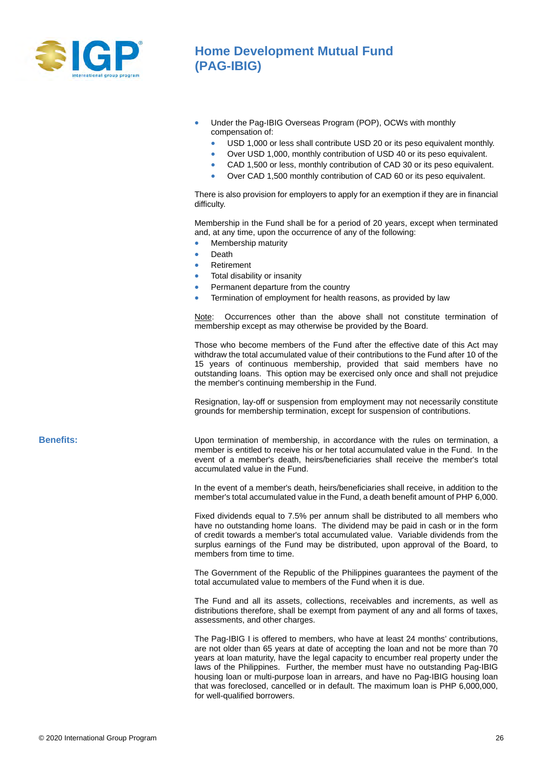- Under the Pag-IBIG Overseas Program (POP), OCWs with monthly compensation of:
  - USD 1,000 or less shall contribute USD 20 or its peso equivalent monthly.
  - Over USD 1,000, monthly contribution of USD 40 or its peso equivalent.
  - CAD 1,500 or less, monthly contribution of CAD 30 or its peso equivalent.
  - Over CAD 1,500 monthly contribution of CAD 60 or its peso equivalent.

There is also provision for employers to apply for an exemption if they are in financial difficulty.

Membership in the Fund shall be for a period of 20 years, except when terminated and, at any time, upon the occurrence of any of the following:

- Membership maturity
- Death
- Retirement
- Total disability or insanity
- Permanent departure from the country
- Termination of employment for health reasons, as provided by law

Note: Occurrences other than the above shall not constitute termination of membership except as may otherwise be provided by the Board.

Those who become members of the Fund after the effective date of this Act may withdraw the total accumulated value of their contributions to the Fund after 10 of the 15 years of continuous membership, provided that said members have no outstanding loans. This option may be exercised only once and shall not prejudice the member's continuing membership in the Fund.

Resignation, lay-off or suspension from employment may not necessarily constitute grounds for membership termination, except for suspension of contributions.

**Benefits:**

Upon termination of membership, in accordance with the rules on termination, a member is entitled to receive his or her total accumulated value in the Fund. In the event of a member's death, heirs/beneficiaries shall receive the member's total accumulated value in the Fund.

In the event of a member's death, heirs/beneficiaries shall receive, in addition to the member's total accumulated value in the Fund, a death benefit amount of PHP 6,000.

Fixed dividends equal to 7.5% per annum shall be distributed to all members who have no outstanding home loans. The dividend may be paid in cash or in the form of credit towards a member's total accumulated value. Variable dividends from the surplus earnings of the Fund may be distributed, upon approval of the Board, to members from time to time.

The Government of the Republic of the Philippines guarantees the payment of the total accumulated value to members of the Fund when it is due.

The Fund and all its assets, collections, receivables and increments, as well as distributions therefore, shall be exempt from payment of any and all forms of taxes, assessments, and other charges.

The Pag-IBIG I is offered to members, who have at least 24 months' contributions, are not older than 65 years at date of accepting the loan and not be more than 70 years at loan maturity, have the legal capacity to encumber real property under the laws of the Philippines. Further, the member must have no outstanding Pag-IBIG housing loan or multi-purpose loan in arrears, and have no Pag-IBIG housing loan that was foreclosed, cancelled or in default. The maximum loan is PHP 6,000,000, for well-qualified borrowers.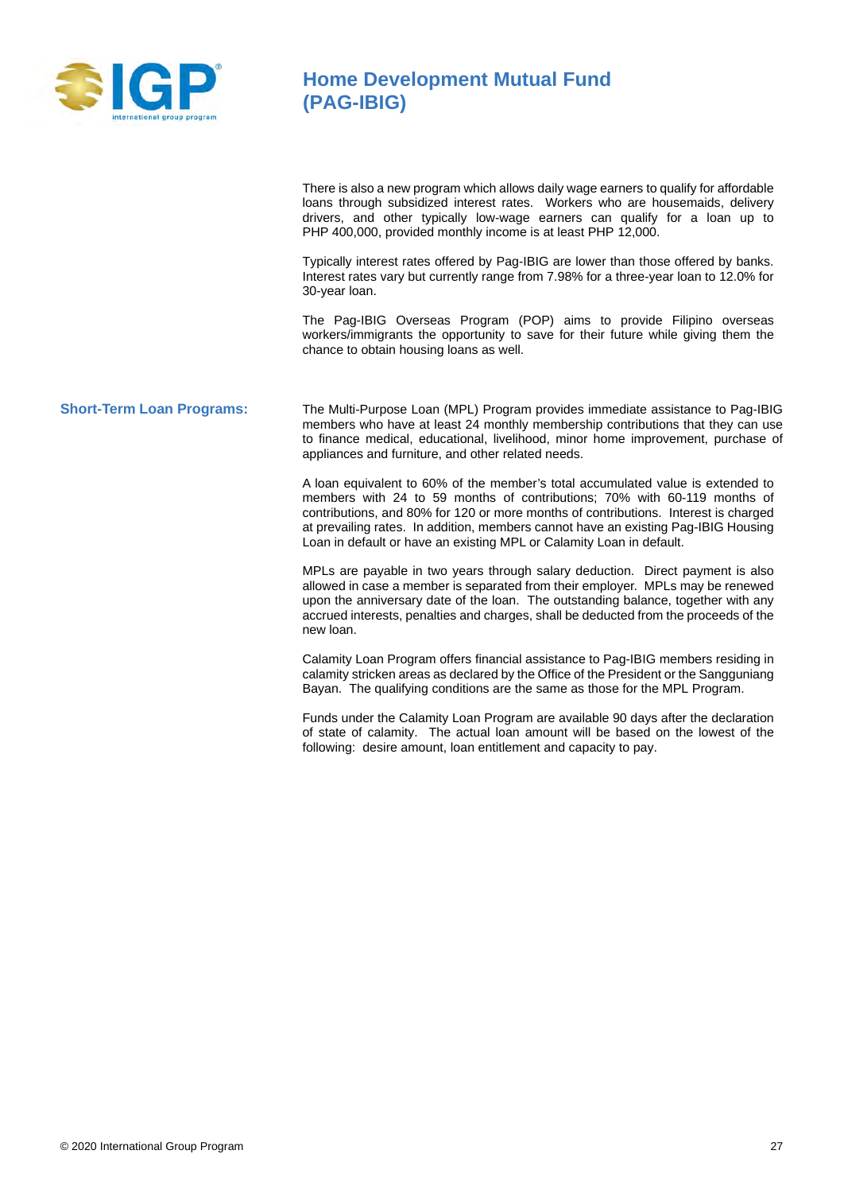# Home Development Mutual Fund (PAG-IBIG)

There is also a new program which allows daily wage earners to qualify for affordable loans through subsidized interest rates. Workers who are housemaids, delivery drivers, and other typically low-wage earners can qualify for a loan up to PHP 400,000, provided monthly income is at least PHP 12,000.

Typically interest rates offered by Pag-IBIG are lower than those offered by banks. Interest rates vary but currently range from 7.98% for a three-year loan to 12.0% for 30-year loan.

The Pag-IBIG Overseas Program (POP) aims to provide Filipino overseas workers/immigrants the opportunity to save for their future while giving them the chance to obtain housing loans as well.

## Short-Term Loan Programs:

The Multi-Purpose Loan (MPL) Program provides immediate assistance to Pag-IBIG members who have at least 24 monthly membership contributions that they can use to finance medical, educational, livelihood, minor home improvement, purchase of appliances and furniture, and other related needs.

A loan equivalent to 60% of the member's total accumulated value is extended to members with 24 to 59 months of contributions; 70% with 60-119 months of contributions, and 80% for 120 or more months of contributions. Interest is charged at prevailing rates. In addition, members cannot have an existing Pag-IBIG Housing Loan in default or have an existing MPL or Calamity Loan in default.

MPLs are payable in two years through salary deduction. Direct payment is also allowed in case a member is separated from their employer. MPLs may be renewed upon the anniversary date of the loan. The outstanding balance, together with any accrued interests, penalties and charges, shall be deducted from the proceeds of the new loan.

Calamity Loan Program offers financial assistance to Pag-IBIG members residing in calamity stricken areas as declared by the Office of the President or the Sangguniang Bayan. The qualifying conditions are the same as those for the MPL Program.

Funds under the Calamity Loan Program are available 90 days after the declaration of state of calamity. The actual loan amount will be based on the lowest of the following: desire amount, loan entitlement and capacity to pay.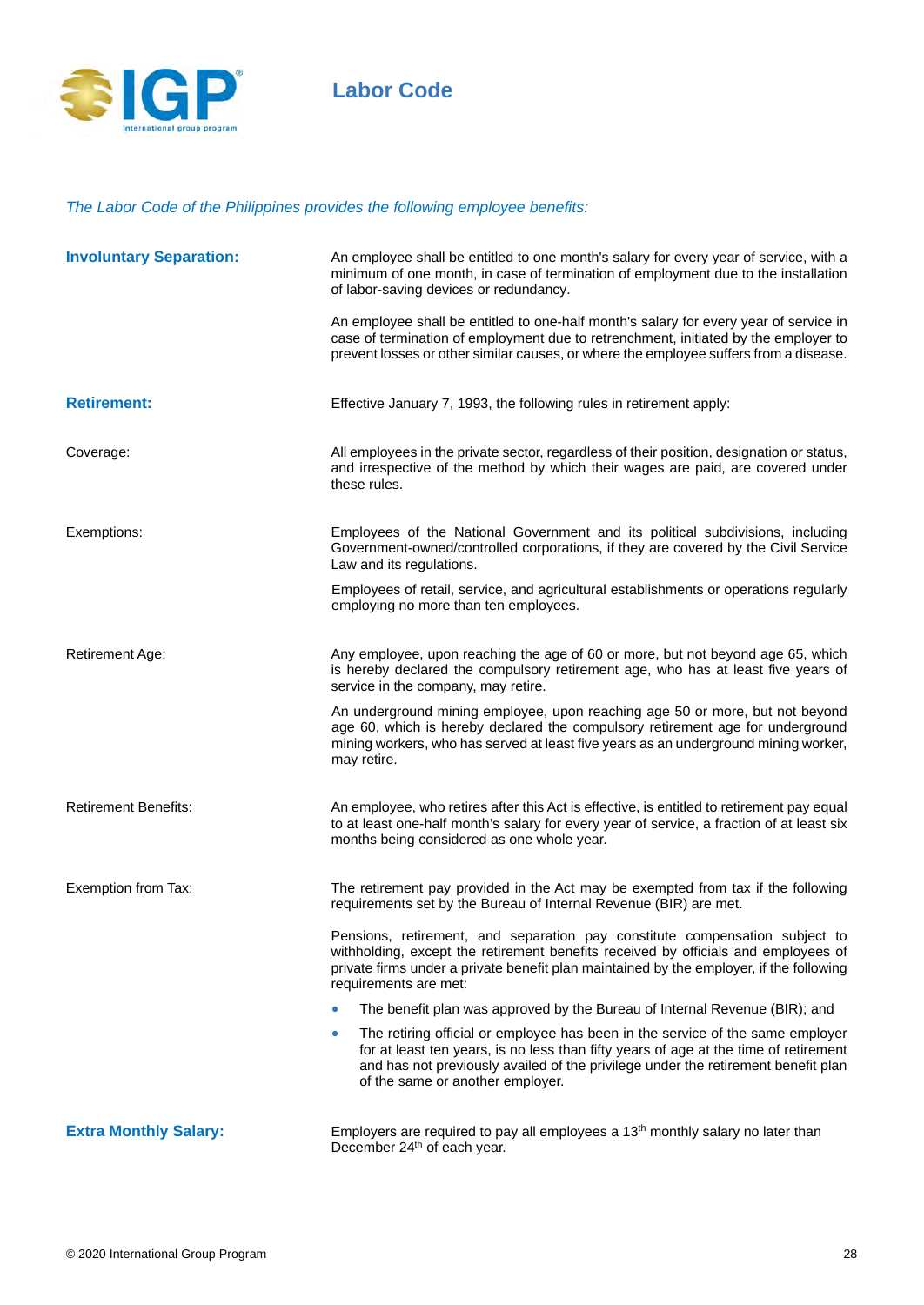# Labor Code

*The Labor Code of the Philippines provides the following employee benefits:*

## Involuntary Separation:

An employee shall be entitled to one month's salary for every year of service, with a minimum of one month, in case of termination of employment due to the installation of labor-saving devices or redundancy.

An employee shall be entitled to one-half month's salary for every year of service in case of termination of employment due to retrenchment, initiated by the employer to prevent losses or other similar causes, or where the employee suffers from a disease.

## Retirement:

Effective January 7, 1993, the following rules in retirement apply:

**Coverage:**

All employees in the private sector, regardless of their position, designation or status, and irrespective of the method by which their wages are paid, are covered under these rules.

**Exemptions:**

Employees of the National Government and its political subdivisions, including Government-owned/controlled corporations, if they are covered by the Civil Service Law and its regulations.

Employees of retail, service, and agricultural establishments or operations regularly employing no more than ten employees.

**Retirement Age:**

Any employee, upon reaching the age of 60 or more, but not beyond age 65, which is hereby declared the compulsory retirement age, who has at least five years of service in the company, may retire.

An underground mining employee, upon reaching age 50 or more, but not beyond age 60, which is hereby declared the compulsory retirement age for underground mining workers, who has served at least five years as an underground mining worker, may retire.

**Retirement Benefits:**

An employee, who retires after this Act is effective, is entitled to retirement pay equal to at least one-half month's salary for every year of service, a fraction of at least six months being considered as one whole year.

**Exemption from Tax:**

The retirement pay provided in the Act may be exempted from tax if the following requirements set by the Bureau of Internal Revenue (BIR) are met.

Pensions, retirement, and separation pay constitute compensation subject to withholding, except the retirement benefits received by officials and employees of private firms under a private benefit plan maintained by the employer, if the following requirements are met:

- The benefit plan was approved by the Bureau of Internal Revenue (BIR); and
- The retiring official or employee has been in the service of the same employer for at least ten years, is no less than fifty years of age at the time of retirement and has not previously availed of the privilege under the retirement benefit plan of the same or another employer.

## Extra Monthly Salary:

Employers are required to pay all employees a 13th monthly salary no later than December 24th of each year.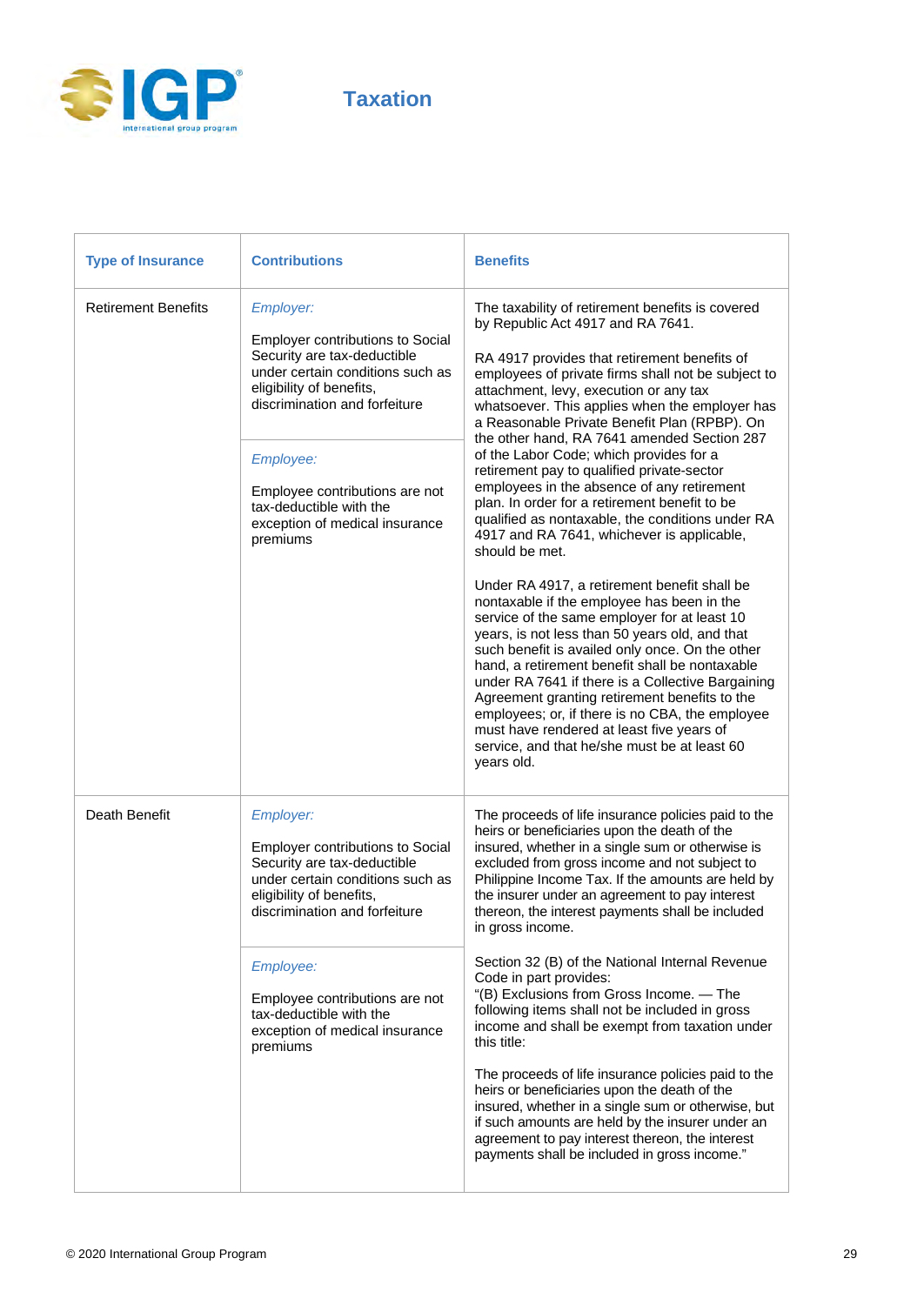# Taxation

| Type of Insurance | Contributions | Benefits |
|---|---|---|
| Retirement Benefits | *Employer:* Employer contributions to Social Security are tax-deductible under certain conditions such as eligibility of benefits, discrimination and forfeiture<br><br>*Employee:* Employee contributions are not tax-deductible with the exception of medical insurance premiums | The taxability of retirement benefits is covered by Republic Act 4917 and RA 7641.<br><br>RA 4917 provides that retirement benefits of employees of private firms shall not be subject to attachment, levy, execution or any tax whatsoever. This applies when the employer has a Reasonable Private Benefit Plan (RPBP). On the other hand, RA 7641 amended Section 287 of the Labor Code; which provides for a retirement pay to qualified private-sector employees in the absence of any retirement plan. In order for a retirement benefit to be qualified as nontaxable, the conditions under RA 4917 and RA 7641, whichever is applicable, should be met.<br><br>Under RA 4917, a retirement benefit shall be nontaxable if the employee has been in the service of the same employer for at least 10 years, is not less than 50 years old, and that such benefit is availed only once. On the other hand, a retirement benefit shall be nontaxable under RA 7641 if there is a Collective Bargaining Agreement granting retirement benefits to the employees; or, if there is no CBA, the employee must have rendered at least five years of service, and that he/she must be at least 60 years old. |
| Death Benefit | *Employer:* Employer contributions to Social Security are tax-deductible under certain conditions such as eligibility of benefits, discrimination and forfeiture<br><br>*Employee:* Employee contributions are not tax-deductible with the exception of medical insurance premiums | The proceeds of life insurance policies paid to the heirs or beneficiaries upon the death of the insured, whether in a single sum or otherwise is excluded from gross income and not subject to Philippine Income Tax. If the amounts are held by the insurer under an agreement to pay interest thereon, the interest payments shall be included in gross income.<br><br>Section 32 (B) of the National Internal Revenue Code in part provides:<br>"(B) Exclusions from Gross Income. — The following items shall not be included in gross income and shall be exempt from taxation under this title:<br><br>The proceeds of life insurance policies paid to the heirs or beneficiaries upon the death of the insured, whether in a single sum or otherwise, but if such amounts are held by the insurer under an agreement to pay interest thereon, the interest payments shall be included in gross income." |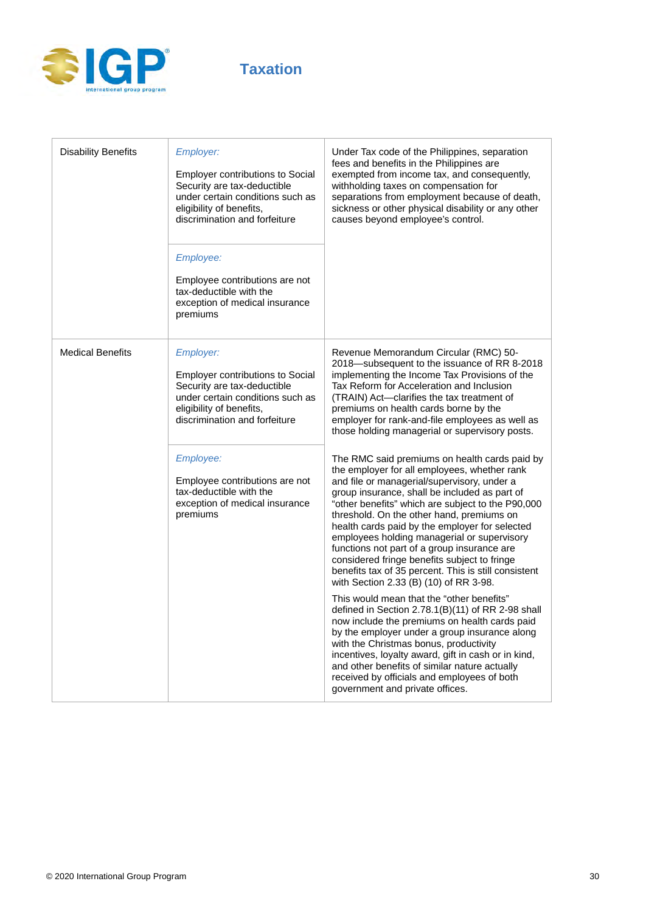## Taxation

| | | |
|---|---|---|
| Disability Benefits | *Employer:* Employer contributions to Social Security are tax-deductible under certain conditions such as eligibility of benefits, discrimination and forfeiture | Under Tax code of the Philippines, separation fees and benefits in the Philippines are exempted from income tax, and consequently, withholding taxes on compensation for separations from employment because of death, sickness or other physical disability or any other causes beyond employee's control. |
| | *Employee:* Employee contributions are not tax-deductible with the exception of medical insurance premiums | |
| Medical Benefits | *Employer:* Employer contributions to Social Security are tax-deductible under certain conditions such as eligibility of benefits, discrimination and forfeiture | Revenue Memorandum Circular (RMC) 50-2018—subsequent to the issuance of RR 8-2018 implementing the Income Tax Provisions of the Tax Reform for Acceleration and Inclusion (TRAIN) Act—clarifies the tax treatment of premiums on health cards borne by the employer for rank-and-file employees as well as those holding managerial or supervisory posts. |
| | *Employee:* Employee contributions are not tax-deductible with the exception of medical insurance premiums | The RMC said premiums on health cards paid by the employer for all employees, whether rank and file or managerial/supervisory, under a group insurance, shall be included as part of "other benefits" which are subject to the P90,000 threshold. On the other hand, premiums on health cards paid by the employer for selected employees holding managerial or supervisory functions not part of a group insurance are considered fringe benefits subject to fringe benefits tax of 35 percent. This is still consistent with Section 2.33 (B) (10) of RR 3-98. This would mean that the "other benefits" defined in Section 2.78.1(B)(11) of RR 2-98 shall now include the premiums on health cards paid by the employer under a group insurance along with the Christmas bonus, productivity incentives, loyalty award, gift in cash or in kind, and other benefits of similar nature actually received by officials and employees of both government and private offices. |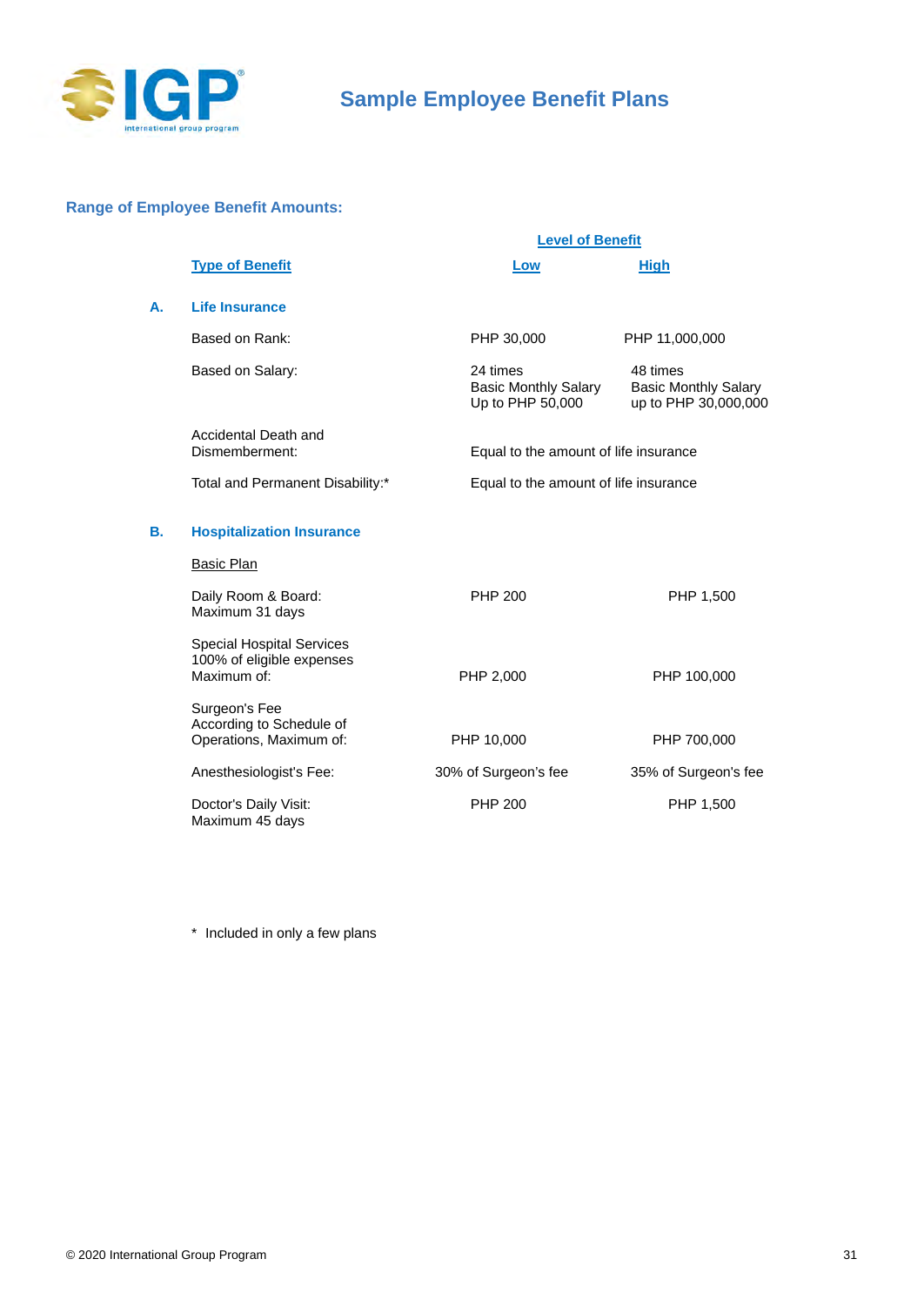# Sample Employee Benefit Plans

## Range of Employee Benefit Amounts:

| | Type of Benefit | Level of Benefit | |
|---|---|---|---|
| | | Low | High |
| **A.** | **Life Insurance** | | |
| | Based on Rank: | PHP 30,000 | PHP 11,000,000 |
| | Based on Salary: | 24 times Basic Monthly Salary Up to PHP 50,000 | 48 times Basic Monthly Salary up to PHP 30,000,000 |
| | Accidental Death and Dismemberment: | Equal to the amount of life insurance | |
| | Total and Permanent Disability:* | Equal to the amount of life insurance | |
| **B.** | **Hospitalization Insurance** | | |
| | Basic Plan | | |
| | Daily Room & Board: Maximum 31 days | PHP 200 | PHP 1,500 |
| | Special Hospital Services 100% of eligible expenses Maximum of: | PHP 2,000 | PHP 100,000 |
| | Surgeon's Fee According to Schedule of Operations, Maximum of: | PHP 10,000 | PHP 700,000 |
| | Anesthesiologist's Fee: | 30% of Surgeon's fee | 35% of Surgeon's fee |
| | Doctor's Daily Visit: Maximum 45 days | PHP 200 | PHP 1,500 |

\* Included in only a few plans

© 2020 International Group Program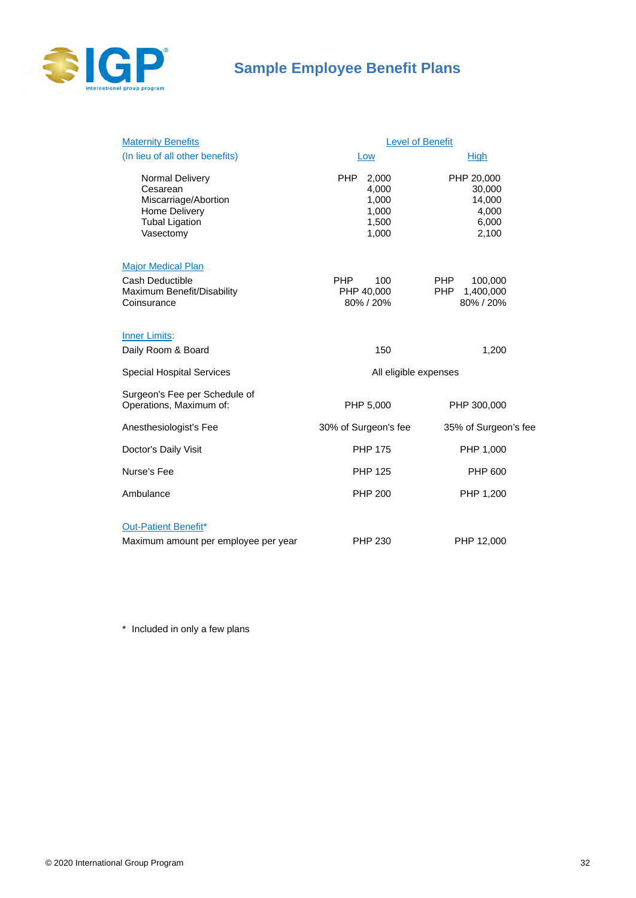# Sample Employee Benefit Plans

| Maternity Benefits (In lieu of all other benefits) | Level of Benefit Low | High |
|---|---|---|
| Normal Delivery | PHP 2,000 | PHP 20,000 |
| Cesarean | 4,000 | 30,000 |
| Miscarriage/Abortion | 1,000 | 14,000 |
| Home Delivery | 1,000 | 4,000 |
| Tubal Ligation | 1,500 | 6,000 |
| Vasectomy | 1,000 | 2,100 |
| **Major Medical Plan** | | |
| Cash Deductible | PHP 100 | PHP 100,000 |
| Maximum Benefit/Disability | PHP 40,000 | PHP 1,400,000 |
| Coinsurance | 80% / 20% | 80% / 20% |
| **Inner Limits:** | | |
| Daily Room & Board | 150 | 1,200 |
| Special Hospital Services | All eligible expenses | |
| Surgeon's Fee per Schedule of Operations, Maximum of: | PHP 5,000 | PHP 300,000 |
| Anesthesiologist's Fee | 30% of Surgeon's fee | 35% of Surgeon's fee |
| Doctor's Daily Visit | PHP 175 | PHP 1,000 |
| Nurse's Fee | PHP 125 | PHP 600 |
| Ambulance | PHP 200 | PHP 1,200 |
| **Out-Patient Benefit*** | | |
| Maximum amount per employee per year | PHP 230 | PHP 12,000 |

\* Included in only a few plans

© 2020 International Group Program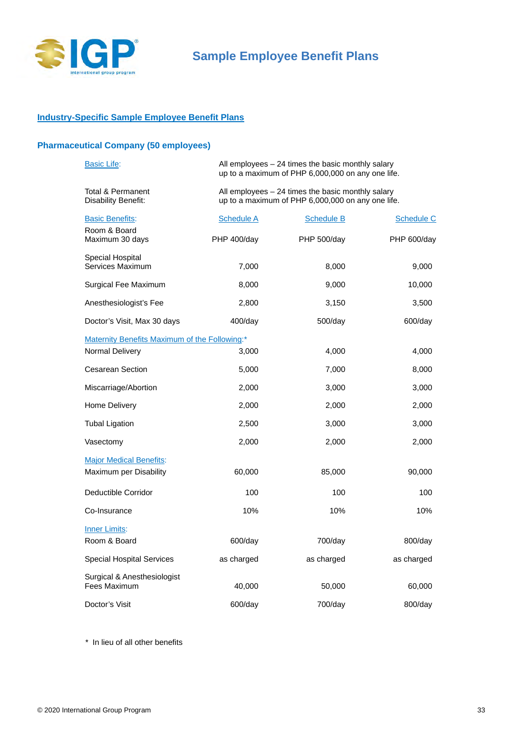## Industry-Specific Sample Employee Benefit Plans

### Pharmaceutical Company (50 employees)

**Basic Life:** All employees – 24 times the basic monthly salary up to a maximum of PHP 6,000,000 on any one life.

**Total & Permanent Disability Benefit:** All employees – 24 times the basic monthly salary up to a maximum of PHP 6,000,000 on any one life.

| Basic Benefits: | Schedule A | Schedule B | Schedule C |
|---|---|---|---|
| Room & Board Maximum 30 days | PHP 400/day | PHP 500/day | PHP 600/day |
| Special Hospital Services Maximum | 7,000 | 8,000 | 9,000 |
| Surgical Fee Maximum | 8,000 | 9,000 | 10,000 |
| Anesthesiologist's Fee | 2,800 | 3,150 | 3,500 |
| Doctor's Visit, Max 30 days | 400/day | 500/day | 600/day |
| **Maternity Benefits Maximum of the Following:*** | | | |
| Normal Delivery | 3,000 | 4,000 | 4,000 |
| Cesarean Section | 5,000 | 7,000 | 8,000 |
| Miscarriage/Abortion | 2,000 | 3,000 | 3,000 |
| Home Delivery | 2,000 | 2,000 | 2,000 |
| Tubal Ligation | 2,500 | 3,000 | 3,000 |
| Vasectomy | 2,000 | 2,000 | 2,000 |
| **Major Medical Benefits:** | | | |
| Maximum per Disability | 60,000 | 85,000 | 90,000 |
| Deductible Corridor | 100 | 100 | 100 |
| Co-Insurance | 10% | 10% | 10% |
| **Inner Limits:** | | | |
| Room & Board | 600/day | 700/day | 800/day |
| Special Hospital Services | as charged | as charged | as charged |
| Surgical & Anesthesiologist Fees Maximum | 40,000 | 50,000 | 60,000 |
| Doctor's Visit | 600/day | 700/day | 800/day |

* In lieu of all other benefits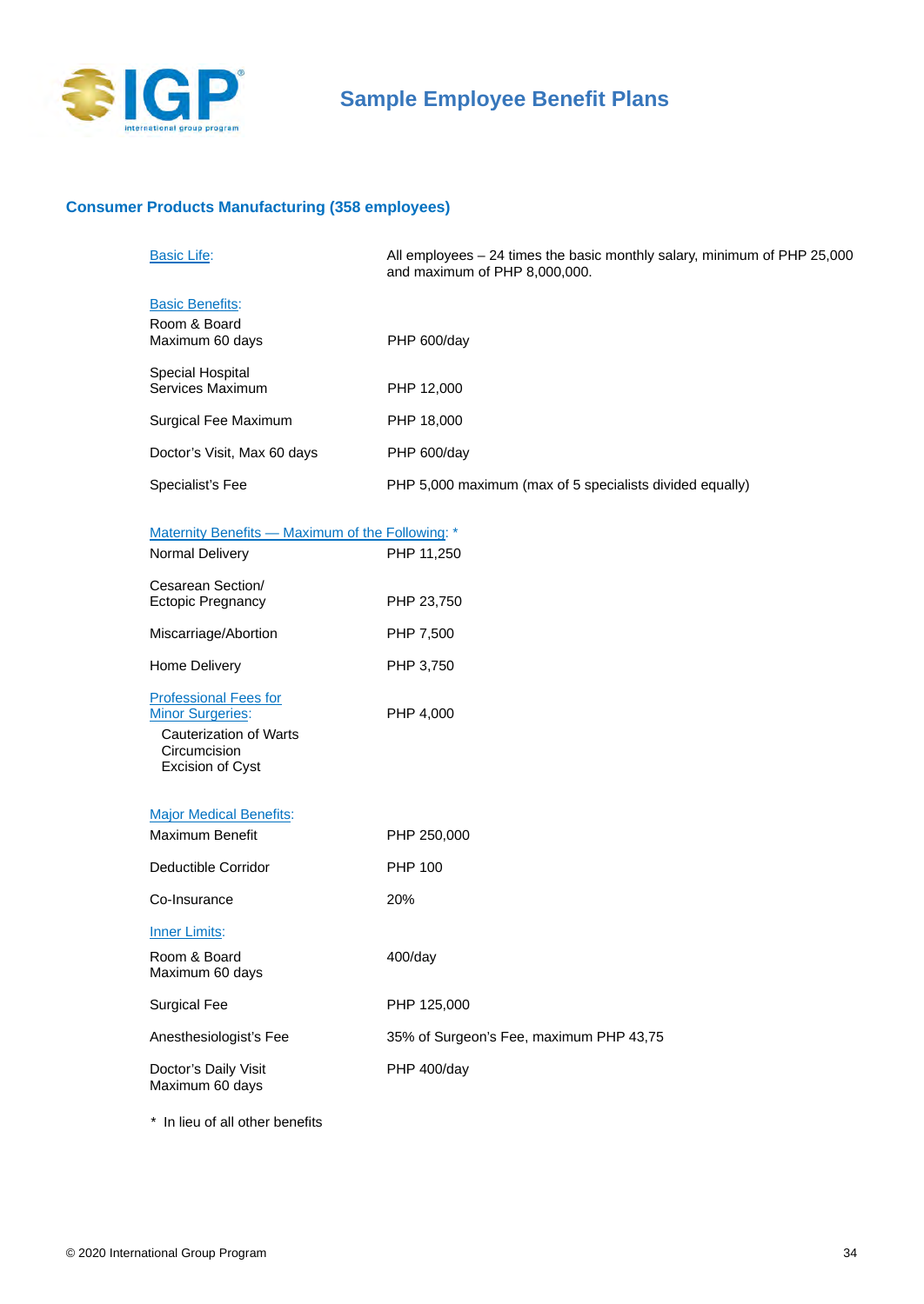# Sample Employee Benefit Plans

## Consumer Products Manufacturing (358 employees)

| | |
|---|---|
| Basic Life: | All employees – 24 times the basic monthly salary, minimum of PHP 25,000 and maximum of PHP 8,000,000. |
| **Basic Benefits:** | |
| Room & Board Maximum 60 days | PHP 600/day |
| Special Hospital Services Maximum | PHP 12,000 |
| Surgical Fee Maximum | PHP 18,000 |
| Doctor's Visit, Max 60 days | PHP 600/day |
| Specialist's Fee | PHP 5,000 maximum (max of 5 specialists divided equally) |
| **Maternity Benefits — Maximum of the Following: \*** | |
| Normal Delivery | PHP 11,250 |
| Cesarean Section/ Ectopic Pregnancy | PHP 23,750 |
| Miscarriage/Abortion | PHP 7,500 |
| Home Delivery | PHP 3,750 |
| Professional Fees for Minor Surgeries: Cauterization of Warts, Circumcision, Excision of Cyst | PHP 4,000 |
| **Major Medical Benefits:** | |
| Maximum Benefit | PHP 250,000 |
| Deductible Corridor | PHP 100 |
| Co-Insurance | 20% |
| **Inner Limits:** | |
| Room & Board Maximum 60 days | 400/day |
| Surgical Fee | PHP 125,000 |
| Anesthesiologist's Fee | 35% of Surgeon's Fee, maximum PHP 43,75 |
| Doctor's Daily Visit Maximum 60 days | PHP 400/day |

\* In lieu of all other benefits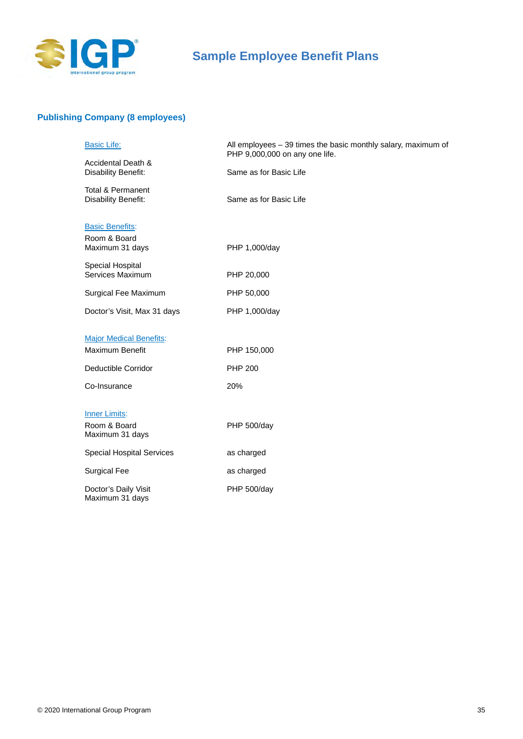# Sample Employee Benefit Plans

## Publishing Company (8 employees)

| | |
|---|---|
| **Basic Life:** | All employees – 39 times the basic monthly salary, maximum of PHP 9,000,000 on any one life. |
| Accidental Death & Disability Benefit: | Same as for Basic Life |
| Total & Permanent Disability Benefit: | Same as for Basic Life |
| **Basic Benefits:** | |
| Room & Board Maximum 31 days | PHP 1,000/day |
| Special Hospital Services Maximum | PHP 20,000 |
| Surgical Fee Maximum | PHP 50,000 |
| Doctor's Visit, Max 31 days | PHP 1,000/day |
| **Major Medical Benefits:** | |
| Maximum Benefit | PHP 150,000 |
| Deductible Corridor | PHP 200 |
| Co-Insurance | 20% |
| **Inner Limits:** | |
| Room & Board Maximum 31 days | PHP 500/day |
| Special Hospital Services | as charged |
| Surgical Fee | as charged |
| Doctor's Daily Visit Maximum 31 days | PHP 500/day |

© 2020 International Group Program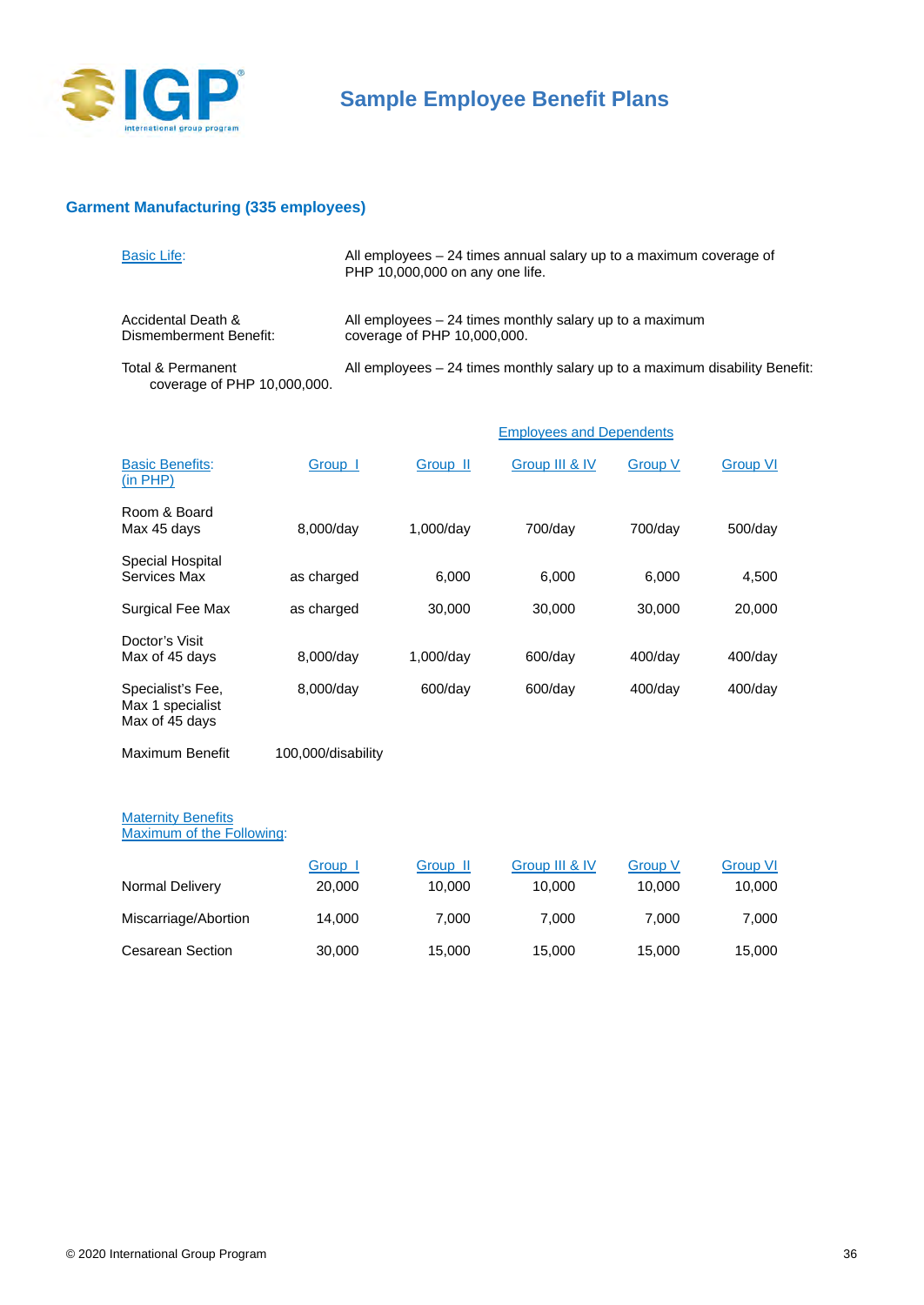## Sample Employee Benefit Plans

### Garment Manufacturing (335 employees)

| | |
|---|---|
| Basic Life: | All employees – 24 times annual salary up to a maximum coverage of PHP 10,000,000 on any one life. |
| Accidental Death & Dismemberment Benefit: | All employees – 24 times monthly salary up to a maximum coverage of PHP 10,000,000. |
| Total & Permanent coverage of PHP 10,000,000. | All employees – 24 times monthly salary up to a maximum disability Benefit: |

Employees and Dependents

| Basic Benefits: (in PHP) | Group I | Group II | Group III & IV | Group V | Group VI |
|---|---|---|---|---|---|
| Room & Board Max 45 days | 8,000/day | 1,000/day | 700/day | 700/day | 500/day |
| Special Hospital Services Max | as charged | 6,000 | 6,000 | 6,000 | 4,500 |
| Surgical Fee Max | as charged | 30,000 | 30,000 | 30,000 | 20,000 |
| Doctor's Visit Max of 45 days | 8,000/day | 1,000/day | 600/day | 400/day | 400/day |
| Specialist's Fee, Max 1 specialist Max of 45 days | 8,000/day | 600/day | 600/day | 400/day | 400/day |
| Maximum Benefit | 100,000/disability | | | | |

Maternity Benefits
Maximum of the Following:

| | Group I | Group II | Group III & IV | Group V | Group VI |
|---|---|---|---|---|---|
| Normal Delivery | 20,000 | 10,000 | 10,000 | 10,000 | 10,000 |
| Miscarriage/Abortion | 14,000 | 7,000 | 7,000 | 7,000 | 7,000 |
| Cesarean Section | 30,000 | 15,000 | 15,000 | 15,000 | 15,000 |

© 2020 International Group Program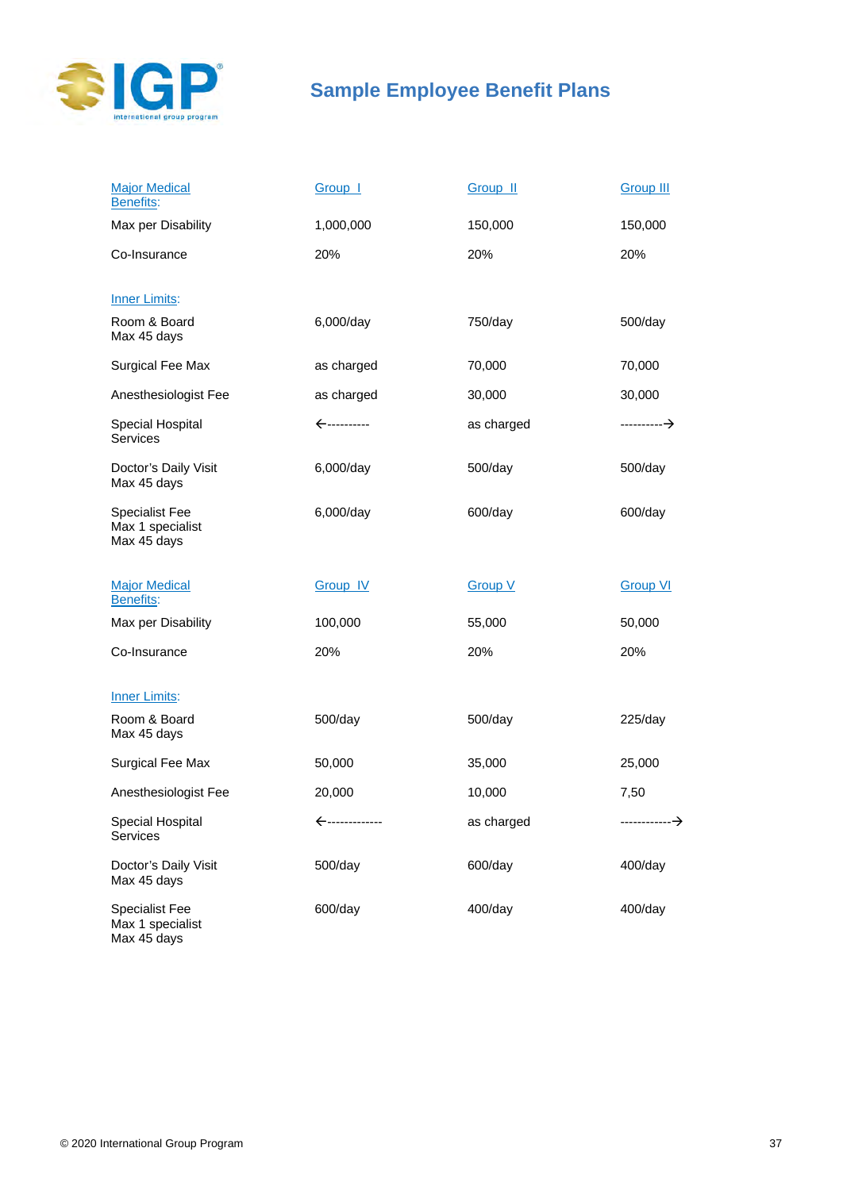# Sample Employee Benefit Plans

| Major Medical Benefits: | Group I | Group II | Group III |
|---|---|---|---|
| Max per Disability | 1,000,000 | 150,000 | 150,000 |
| Co-Insurance | 20% | 20% | 20% |
| **Inner Limits:** | | | |
| Room & Board Max 45 days | 6,000/day | 750/day | 500/day |
| Surgical Fee Max | as charged | 70,000 | 70,000 |
| Anesthesiologist Fee | as charged | 30,000 | 30,000 |
| Special Hospital Services | ←---------- | as charged | ----------→ |
| Doctor's Daily Visit Max 45 days | 6,000/day | 500/day | 500/day |
| Specialist Fee Max 1 specialist Max 45 days | 6,000/day | 600/day | 600/day |

| Major Medical Benefits: | Group IV | Group V | Group VI |
|---|---|---|---|
| Max per Disability | 100,000 | 55,000 | 50,000 |
| Co-Insurance | 20% | 20% | 20% |
| **Inner Limits:** | | | |
| Room & Board Max 45 days | 500/day | 500/day | 225/day |
| Surgical Fee Max | 50,000 | 35,000 | 25,000 |
| Anesthesiologist Fee | 20,000 | 10,000 | 7,50 |
| Special Hospital Services | ←------------- | as charged | ------------→ |
| Doctor's Daily Visit Max 45 days | 500/day | 600/day | 400/day |
| Specialist Fee Max 1 specialist Max 45 days | 600/day | 400/day | 400/day |

© 2020 International Group Program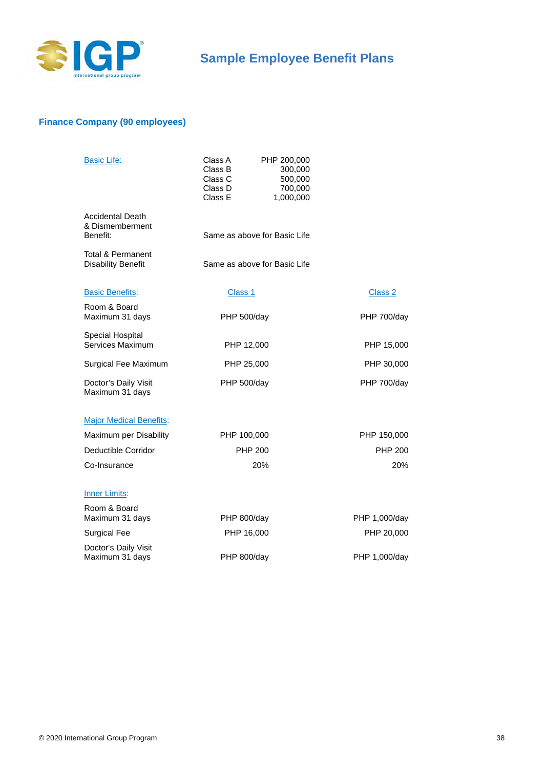## Sample Employee Benefit Plans

### Finance Company (90 employees)

| Basic Life: | | |
|---|---|---|
| | Class A | PHP 200,000 |
| | Class B | 300,000 |
| | Class C | 500,000 |
| | Class D | 700,000 |
| | Class E | 1,000,000 |

Accidental Death & Dismemberment Benefit: Same as above for Basic Life

Total & Permanent Disability Benefit: Same as above for Basic Life

| Basic Benefits: | Class 1 | Class 2 |
|---|---|---|
| Room & Board Maximum 31 days | PHP 500/day | PHP 700/day |
| Special Hospital Services Maximum | PHP 12,000 | PHP 15,000 |
| Surgical Fee Maximum | PHP 25,000 | PHP 30,000 |
| Doctor's Daily Visit Maximum 31 days | PHP 500/day | PHP 700/day |
| **Major Medical Benefits:** | | |
| Maximum per Disability | PHP 100,000 | PHP 150,000 |
| Deductible Corridor | PHP 200 | PHP 200 |
| Co-Insurance | 20% | 20% |
| **Inner Limits:** | | |
| Room & Board Maximum 31 days | PHP 800/day | PHP 1,000/day |
| Surgical Fee | PHP 16,000 | PHP 20,000 |
| Doctor's Daily Visit Maximum 31 days | PHP 800/day | PHP 1,000/day |

© 2020 International Group Program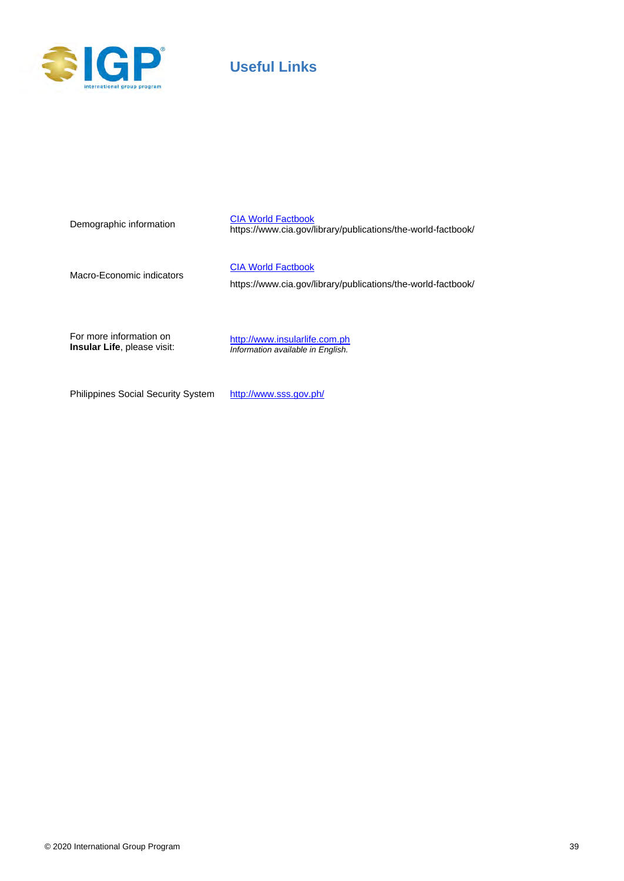# Useful Links

| | |
|---|---|
| Demographic information | [CIA World Factbook](https://www.cia.gov/library/publications/the-world-factbook/)<br>https://www.cia.gov/library/publications/the-world-factbook/ |
| Macro-Economic indicators | [CIA World Factbook](https://www.cia.gov/library/publications/the-world-factbook/)<br>https://www.cia.gov/library/publications/the-world-factbook/ |
| For more information on **Insular Life**, please visit: | [http://www.insularlife.com.ph](http://www.insularlife.com.ph)<br>*Information available in English.* |
| Philippines Social Security System | [http://www.sss.gov.ph/](http://www.sss.gov.ph/) |

© 2020 International Group Program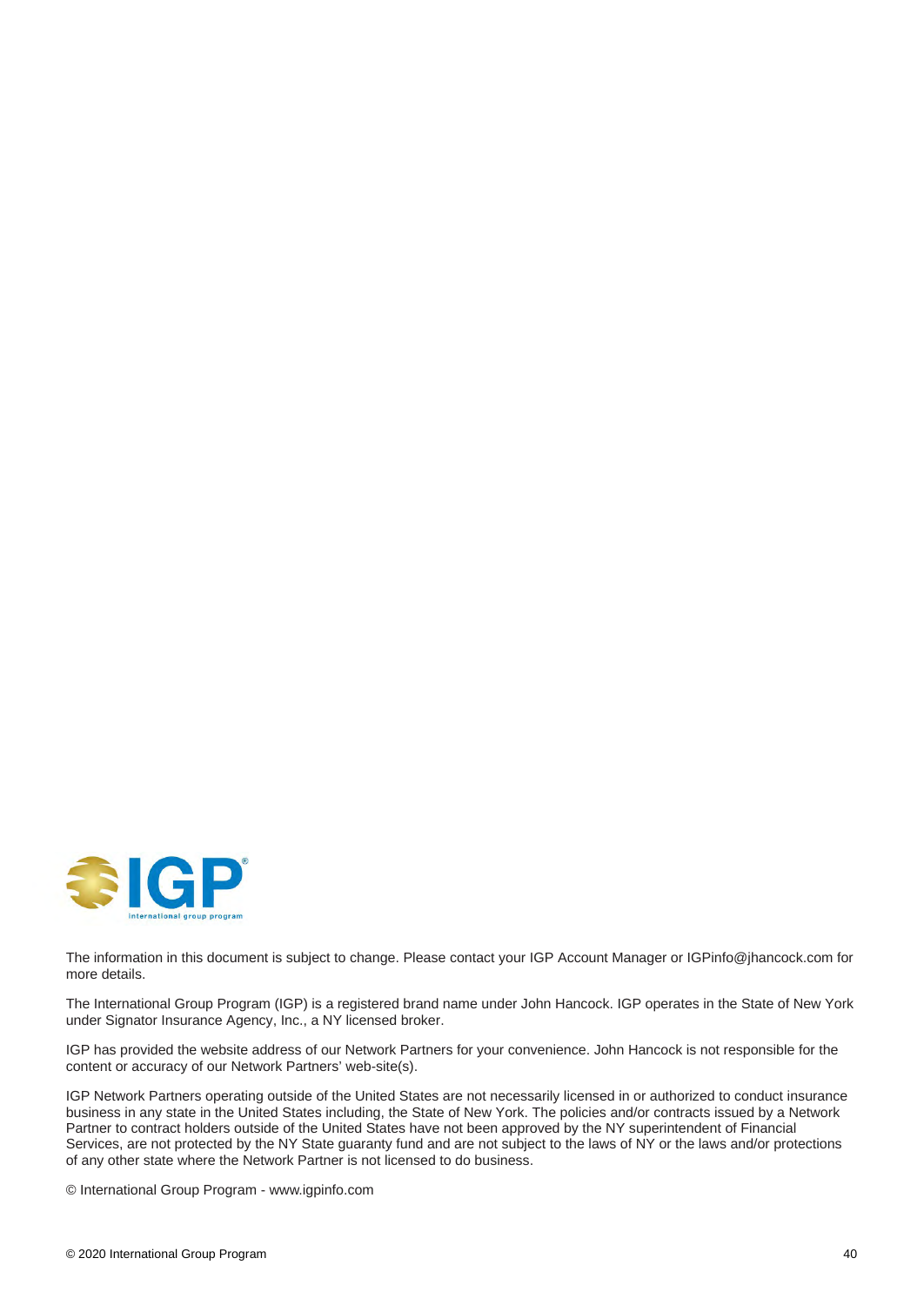IGP®

international group program

The information in this document is subject to change. Please contact your IGP Account Manager or IGPinfo@jhancock.com for more details.

The International Group Program (IGP) is a registered brand name under John Hancock. IGP operates in the State of New York under Signator Insurance Agency, Inc., a NY licensed broker.

IGP has provided the website address of our Network Partners for your convenience. John Hancock is not responsible for the content or accuracy of our Network Partners' web-site(s).

IGP Network Partners operating outside of the United States are not necessarily licensed in or authorized to conduct insurance business in any state in the United States including, the State of New York. The policies and/or contracts issued by a Network Partner to contract holders outside of the United States have not been approved by the NY superintendent of Financial Services, are not protected by the NY State guaranty fund and are not subject to the laws of NY or the laws and/or protections of any other state where the Network Partner is not licensed to do business.

© International Group Program - www.igpinfo.com